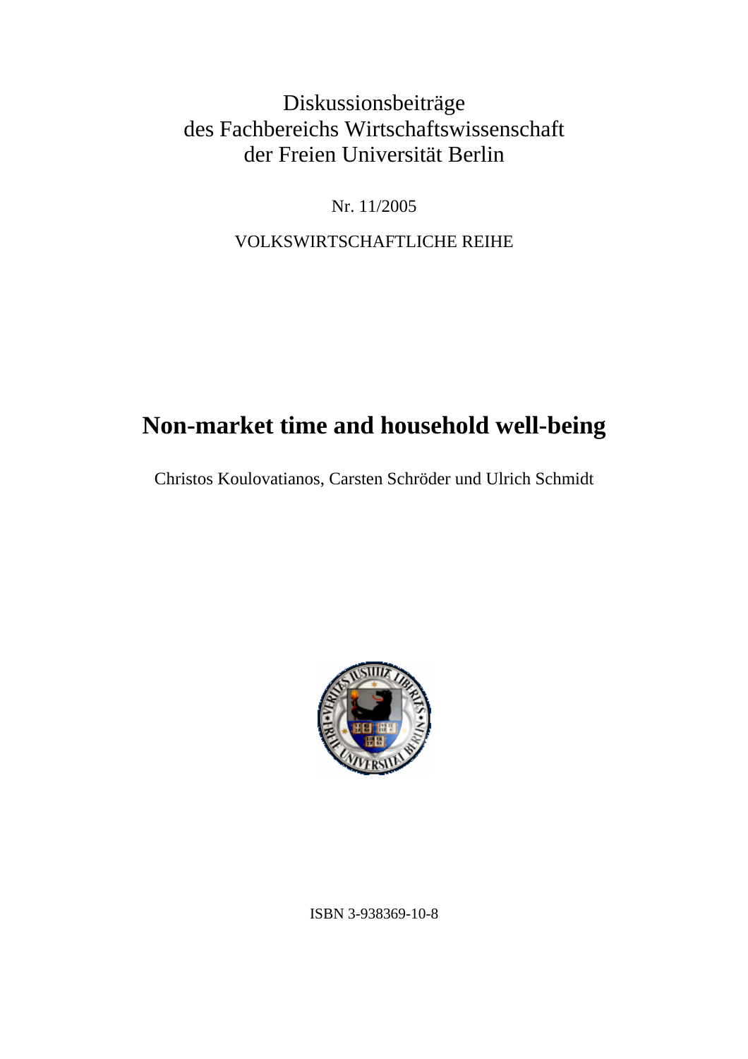Diskussionsbeiträge
des Fachbereichs Wirtschaftswissenschaft
der Freien Universität Berlin

Nr. 11/2005

VOLKSWIRTSCHAFTLICHE REIHE

# Non-market time and household well-being

Christos Koulovatianos, Carsten Schröder und Ulrich Schmidt

ISBN 3-938369-10-8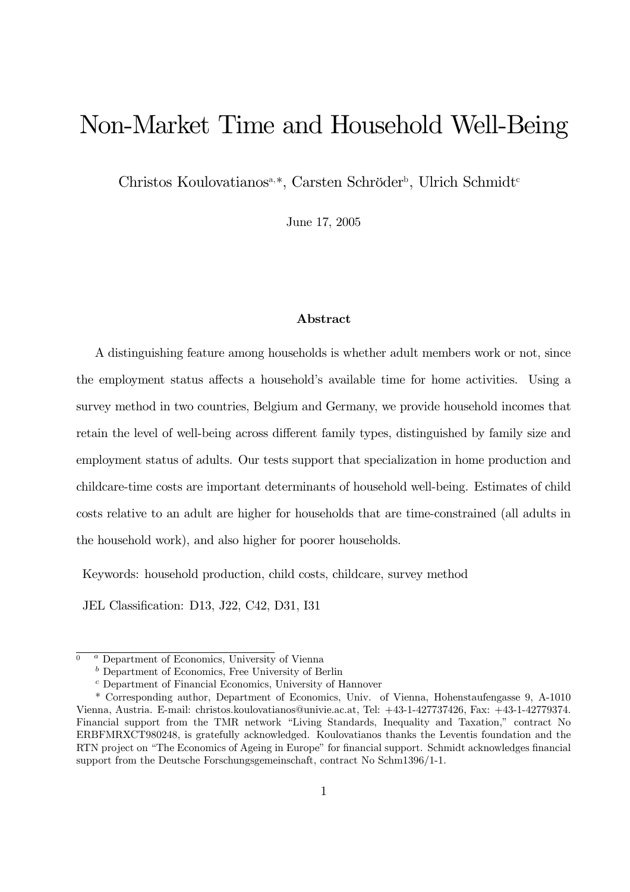# Non-Market Time and Household Well-Being

Christos Koulovatianos[a,*], Carsten Schröder[b], Ulrich Schmidt[c]

June 17, 2005

### Abstract

A distinguishing feature among households is whether adult members work or not, since the employment status affects a household's available time for home activities. Using a survey method in two countries, Belgium and Germany, we provide household incomes that retain the level of well-being across different family types, distinguished by family size and employment status of adults. Our tests support that specialization in home production and childcare-time costs are important determinants of household well-being. Estimates of child costs relative to an adult are higher for households that are time-constrained (all adults in the household work), and also higher for poorer households.

Keywords: household production, child costs, childcare, survey method

JEL Classification: D13, J22, C42, D31, I31

---

[0] [a] Department of Economics, University of Vienna

[b] Department of Economics, Free University of Berlin

[c] Department of Financial Economics, University of Hannover

[*] Corresponding author, Department of Economics, Univ. of Vienna, Hohenstaufengasse 9, A-1010 Vienna, Austria. E-mail: christos.koulovatianos@univie.ac.at, Tel: +43-1-427737426, Fax: +43-1-42779374. Financial support from the TMR network "Living Standards, Inequality and Taxation," contract No ERBFMRXCT980248, is gratefully acknowledged. Koulovatianos thanks the Leventis foundation and the RTN project on "The Economics of Ageing in Europe" for financial support. Schmidt acknowledges financial support from the Deutsche Forschungsgemeinschaft, contract No Schm1396/1-1.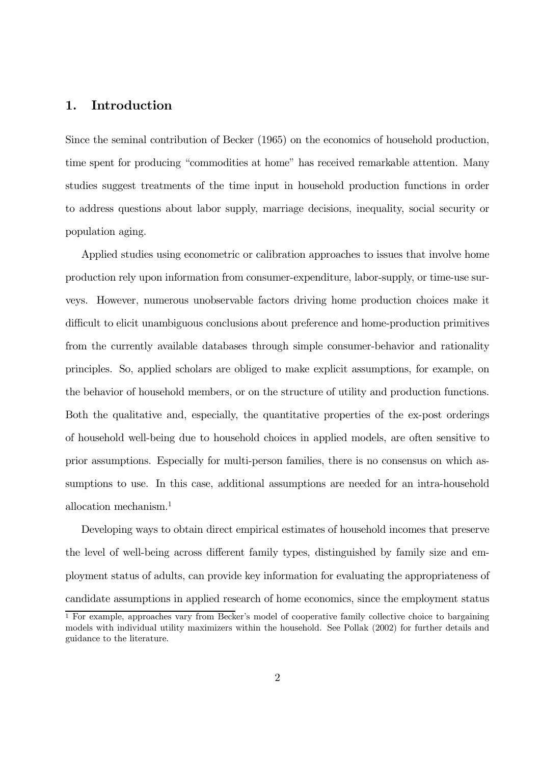## 1. Introduction

Since the seminal contribution of Becker (1965) on the economics of household production, time spent for producing "commodities at home" has received remarkable attention. Many studies suggest treatments of the time input in household production functions in order to address questions about labor supply, marriage decisions, inequality, social security or population aging.

Applied studies using econometric or calibration approaches to issues that involve home production rely upon information from consumer-expenditure, labor-supply, or time-use surveys. However, numerous unobservable factors driving home production choices make it difficult to elicit unambiguous conclusions about preference and home-production primitives from the currently available databases through simple consumer-behavior and rationality principles. So, applied scholars are obliged to make explicit assumptions, for example, on the behavior of household members, or on the structure of utility and production functions. Both the qualitative and, especially, the quantitative properties of the ex-post orderings of household well-being due to household choices in applied models, are often sensitive to prior assumptions. Especially for multi-person families, there is no consensus on which assumptions to use. In this case, additional assumptions are needed for an intra-household allocation mechanism.[1]

Developing ways to obtain direct empirical estimates of household incomes that preserve the level of well-being across different family types, distinguished by family size and employment status of adults, can provide key information for evaluating the appropriateness of candidate assumptions in applied research of home economics, since the employment status

[1] For example, approaches vary from Becker's model of cooperative family collective choice to bargaining models with individual utility maximizers within the household. See Pollak (2002) for further details and guidance to the literature.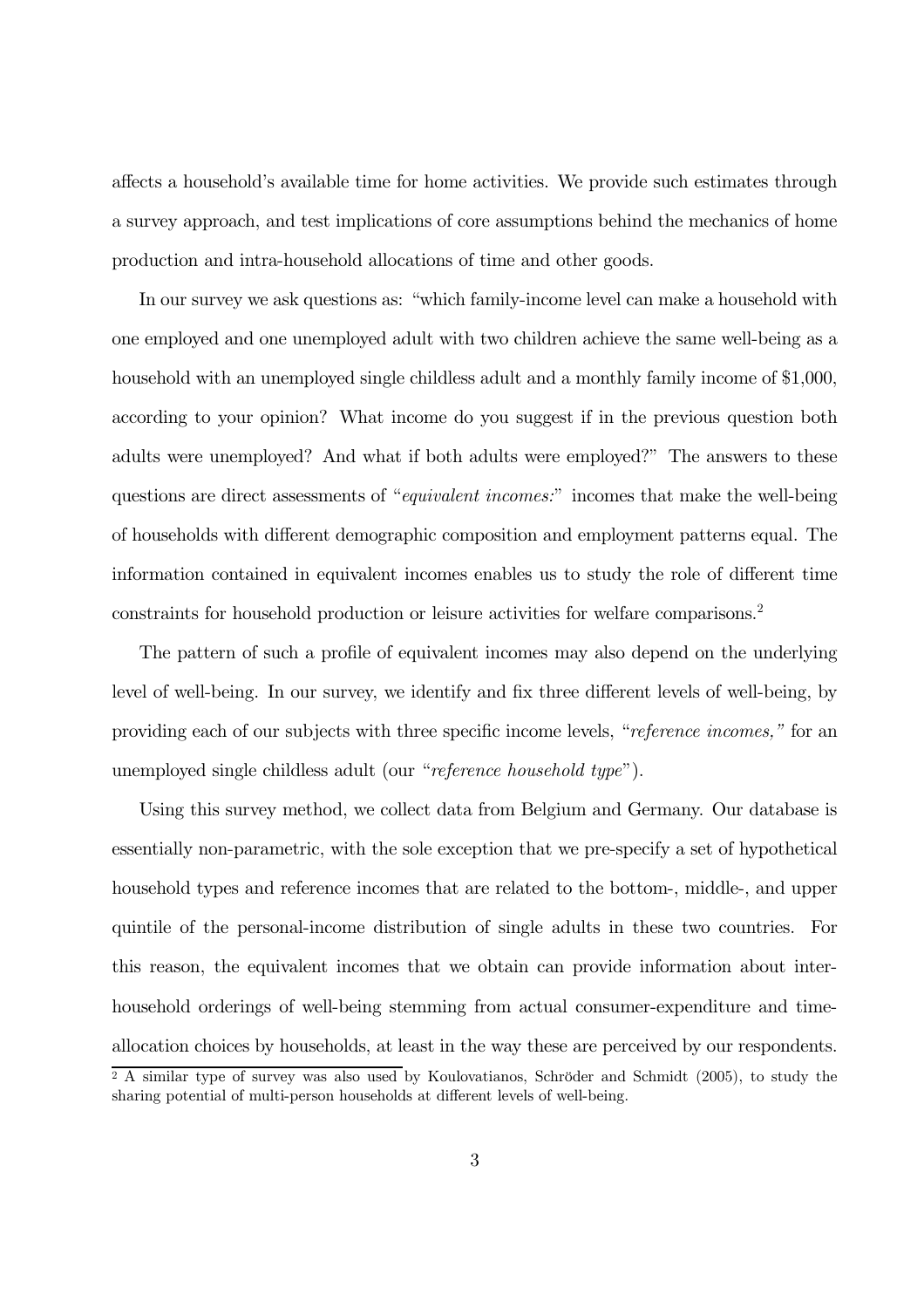affects a household's available time for home activities. We provide such estimates through a survey approach, and test implications of core assumptions behind the mechanics of home production and intra-household allocations of time and other goods.

In our survey we ask questions as: "which family-income level can make a household with one employed and one unemployed adult with two children achieve the same well-being as a household with an unemployed single childless adult and a monthly family income of $1,000, according to your opinion? What income do you suggest if in the previous question both adults were unemployed? And what if both adults were employed?" The answers to these questions are direct assessments of "*equivalent incomes:*" incomes that make the well-being of households with different demographic composition and employment patterns equal. The information contained in equivalent incomes enables us to study the role of different time constraints for household production or leisure activities for welfare comparisons.[2]

The pattern of such a profile of equivalent incomes may also depend on the underlying level of well-being. In our survey, we identify and fix three different levels of well-being, by providing each of our subjects with three specific income levels, "*reference incomes,*" for an unemployed single childless adult (our "*reference household type*").

Using this survey method, we collect data from Belgium and Germany. Our database is essentially non-parametric, with the sole exception that we pre-specify a set of hypothetical household types and reference incomes that are related to the bottom-, middle-, and upper quintile of the personal-income distribution of single adults in these two countries. For this reason, the equivalent incomes that we obtain can provide information about inter-household orderings of well-being stemming from actual consumer-expenditure and time-allocation choices by households, at least in the way these are perceived by our respondents.

[2] A similar type of survey was also used by Koulovatianos, Schröder and Schmidt (2005), to study the sharing potential of multi-person households at different levels of well-being.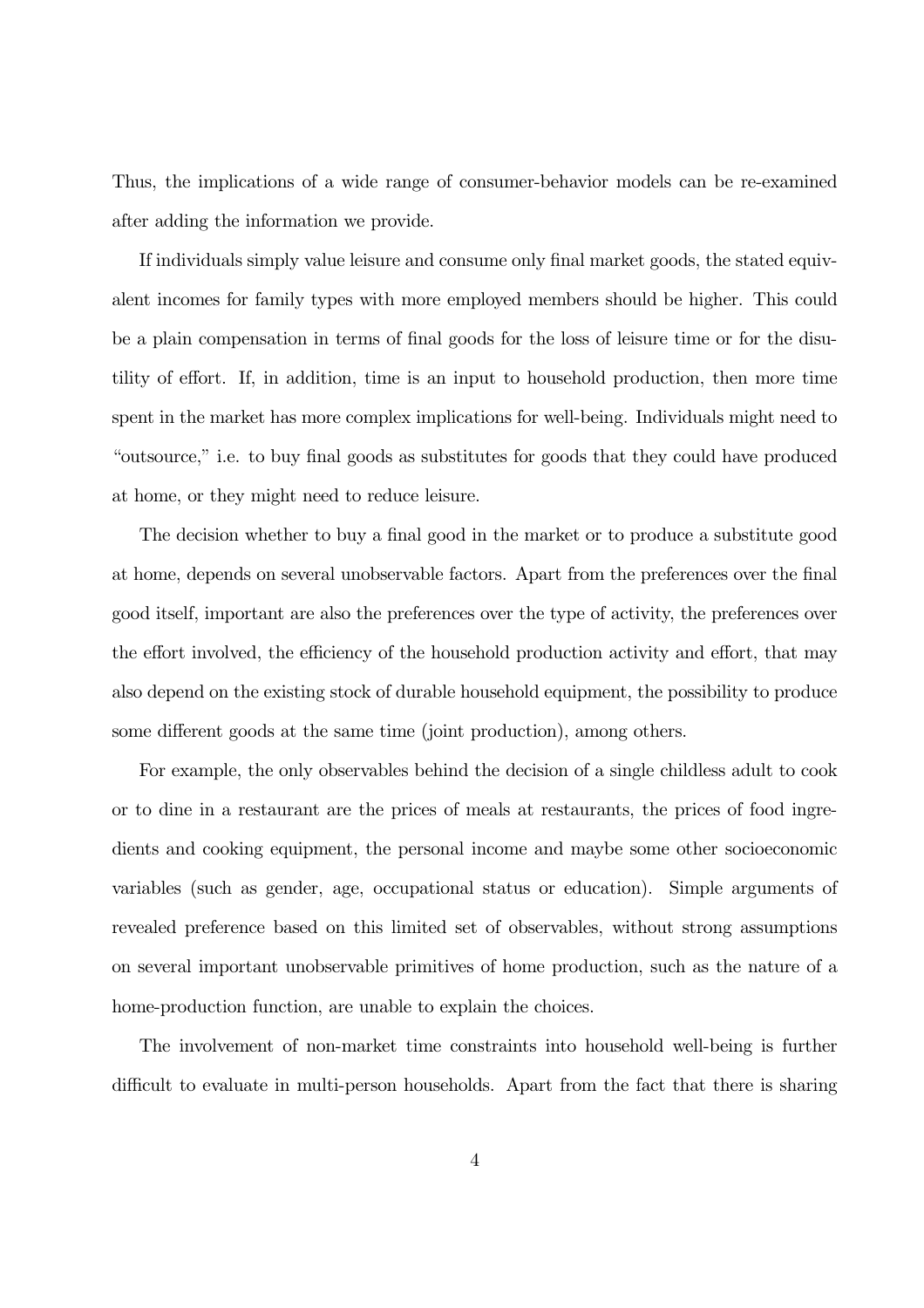Thus, the implications of a wide range of consumer-behavior models can be re-examined after adding the information we provide.

If individuals simply value leisure and consume only final market goods, the stated equivalent incomes for family types with more employed members should be higher. This could be a plain compensation in terms of final goods for the loss of leisure time or for the disutility of effort. If, in addition, time is an input to household production, then more time spent in the market has more complex implications for well-being. Individuals might need to "outsource," i.e. to buy final goods as substitutes for goods that they could have produced at home, or they might need to reduce leisure.

The decision whether to buy a final good in the market or to produce a substitute good at home, depends on several unobservable factors. Apart from the preferences over the final good itself, important are also the preferences over the type of activity, the preferences over the effort involved, the efficiency of the household production activity and effort, that may also depend on the existing stock of durable household equipment, the possibility to produce some different goods at the same time (joint production), among others.

For example, the only observables behind the decision of a single childless adult to cook or to dine in a restaurant are the prices of meals at restaurants, the prices of food ingredients and cooking equipment, the personal income and maybe some other socioeconomic variables (such as gender, age, occupational status or education). Simple arguments of revealed preference based on this limited set of observables, without strong assumptions on several important unobservable primitives of home production, such as the nature of a home-production function, are unable to explain the choices.

The involvement of non-market time constraints into household well-being is further difficult to evaluate in multi-person households. Apart from the fact that there is sharing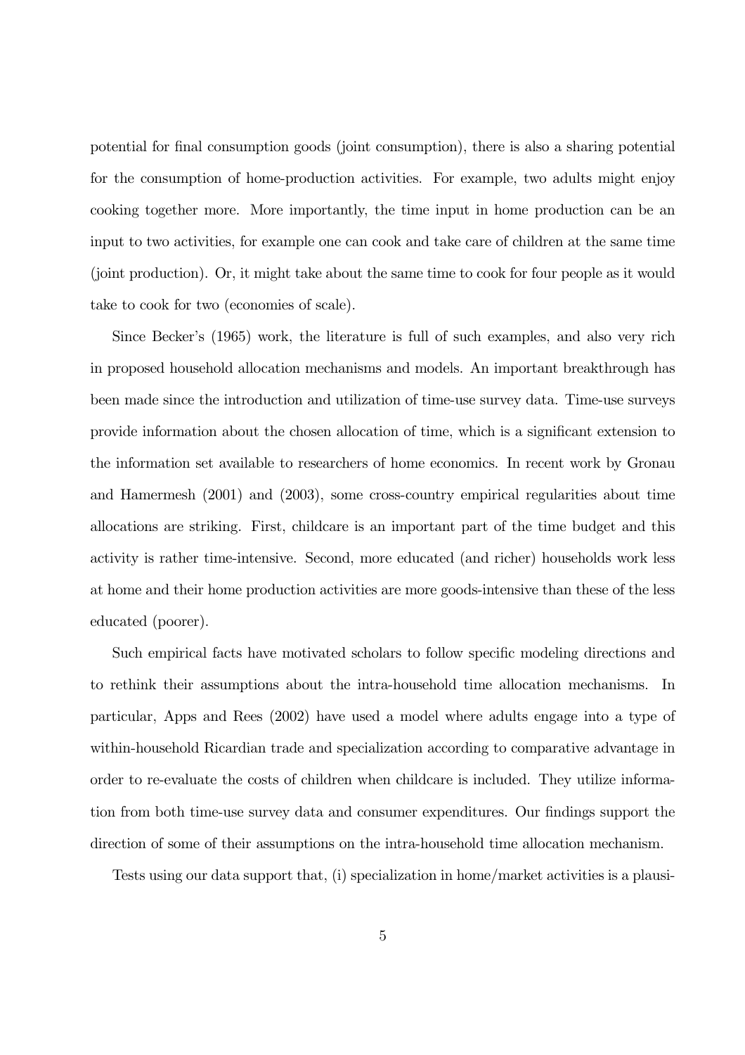potential for final consumption goods (joint consumption), there is also a sharing potential for the consumption of home-production activities. For example, two adults might enjoy cooking together more. More importantly, the time input in home production can be an input to two activities, for example one can cook and take care of children at the same time (joint production). Or, it might take about the same time to cook for four people as it would take to cook for two (economies of scale).

Since Becker's (1965) work, the literature is full of such examples, and also very rich in proposed household allocation mechanisms and models. An important breakthrough has been made since the introduction and utilization of time-use survey data. Time-use surveys provide information about the chosen allocation of time, which is a significant extension to the information set available to researchers of home economics. In recent work by Gronau and Hamermesh (2001) and (2003), some cross-country empirical regularities about time allocations are striking. First, childcare is an important part of the time budget and this activity is rather time-intensive. Second, more educated (and richer) households work less at home and their home production activities are more goods-intensive than these of the less educated (poorer).

Such empirical facts have motivated scholars to follow specific modeling directions and to rethink their assumptions about the intra-household time allocation mechanisms. In particular, Apps and Rees (2002) have used a model where adults engage into a type of within-household Ricardian trade and specialization according to comparative advantage in order to re-evaluate the costs of children when childcare is included. They utilize information from both time-use survey data and consumer expenditures. Our findings support the direction of some of their assumptions on the intra-household time allocation mechanism.

Tests using our data support that, (i) specialization in home/market activities is a plausi-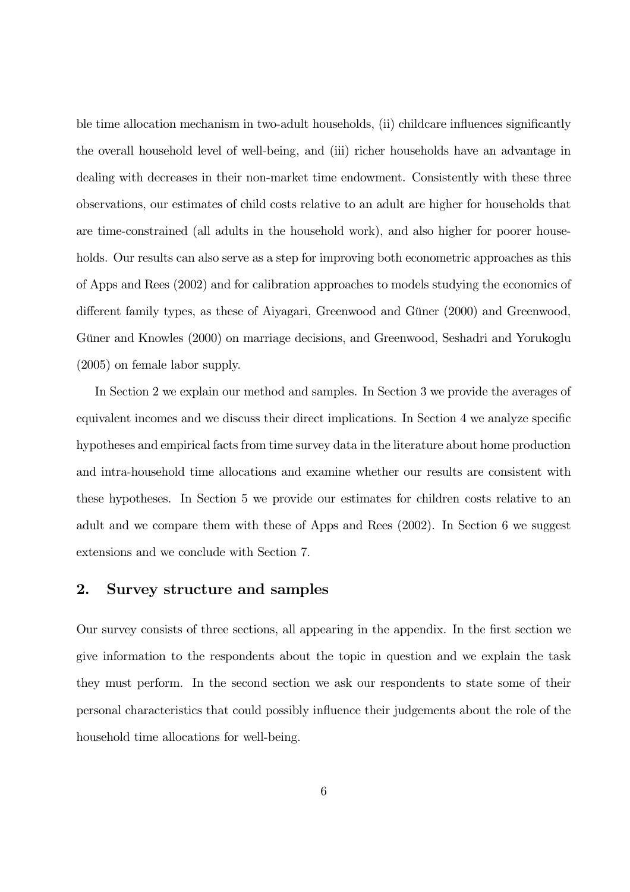ble time allocation mechanism in two-adult households, (ii) childcare influences significantly the overall household level of well-being, and (iii) richer households have an advantage in dealing with decreases in their non-market time endowment. Consistently with these three observations, our estimates of child costs relative to an adult are higher for households that are time-constrained (all adults in the household work), and also higher for poorer households. Our results can also serve as a step for improving both econometric approaches as this of Apps and Rees (2002) and for calibration approaches to models studying the economics of different family types, as these of Aiyagari, Greenwood and Güner (2000) and Greenwood, Güner and Knowles (2000) on marriage decisions, and Greenwood, Seshadri and Yorukoglu (2005) on female labor supply.

In Section 2 we explain our method and samples. In Section 3 we provide the averages of equivalent incomes and we discuss their direct implications. In Section 4 we analyze specific hypotheses and empirical facts from time survey data in the literature about home production and intra-household time allocations and examine whether our results are consistent with these hypotheses. In Section 5 we provide our estimates for children costs relative to an adult and we compare them with these of Apps and Rees (2002). In Section 6 we suggest extensions and we conclude with Section 7.

## 2. Survey structure and samples

Our survey consists of three sections, all appearing in the appendix. In the first section we give information to the respondents about the topic in question and we explain the task they must perform. In the second section we ask our respondents to state some of their personal characteristics that could possibly influence their judgements about the role of the household time allocations for well-being.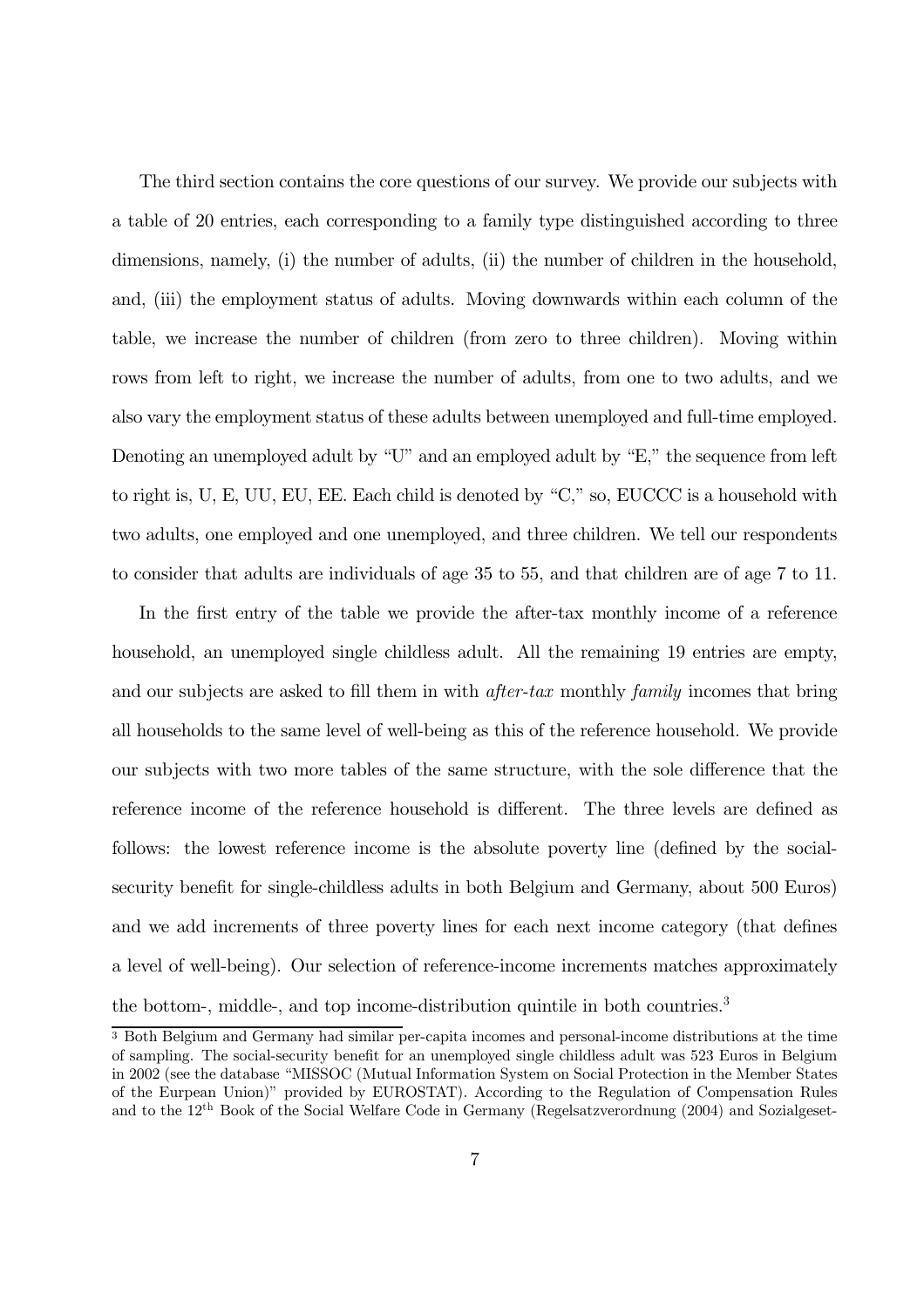The third section contains the core questions of our survey. We provide our subjects with a table of 20 entries, each corresponding to a family type distinguished according to three dimensions, namely, (i) the number of adults, (ii) the number of children in the household, and, (iii) the employment status of adults. Moving downwards within each column of the table, we increase the number of children (from zero to three children). Moving within rows from left to right, we increase the number of adults, from one to two adults, and we also vary the employment status of these adults between unemployed and full-time employed. Denoting an unemployed adult by "U" and an employed adult by "E," the sequence from left to right is, U, E, UU, EU, EE. Each child is denoted by "C," so, EUCCC is a household with two adults, one employed and one unemployed, and three children. We tell our respondents to consider that adults are individuals of age 35 to 55, and that children are of age 7 to 11.

In the first entry of the table we provide the after-tax monthly income of a reference household, an unemployed single childless adult. All the remaining 19 entries are empty, and our subjects are asked to fill them in with *after-tax* monthly *family* incomes that bring all households to the same level of well-being as this of the reference household. We provide our subjects with two more tables of the same structure, with the sole difference that the reference income of the reference household is different. The three levels are defined as follows: the lowest reference income is the absolute poverty line (defined by the social-security benefit for single-childless adults in both Belgium and Germany, about 500 Euros) and we add increments of three poverty lines for each next income category (that defines a level of well-being). Our selection of reference-income increments matches approximately the bottom-, middle-, and top income-distribution quintile in both countries.[3]

[3] Both Belgium and Germany had similar per-capita incomes and personal-income distributions at the time of sampling. The social-security benefit for an unemployed single childless adult was 523 Euros in Belgium in 2002 (see the database "MISSOC (Mutual Information System on Social Protection in the Member States of the Eurpean Union)" provided by EUROSTAT). According to the Regulation of Compensation Rules and to the 12[th] Book of the Social Welfare Code in Germany (Regelsatzverordnung (2004) and Sozialgeset-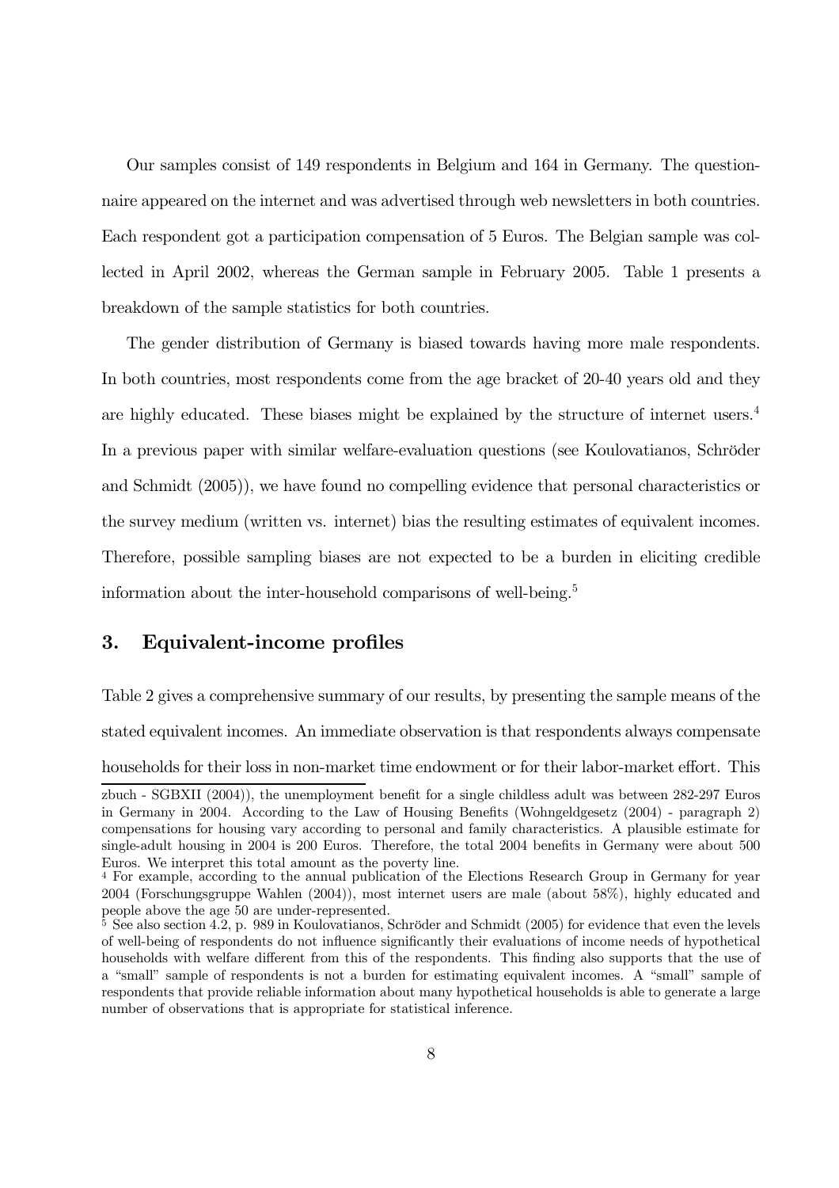Our samples consist of 149 respondents in Belgium and 164 in Germany. The questionnaire appeared on the internet and was advertised through web newsletters in both countries. Each respondent got a participation compensation of 5 Euros. The Belgian sample was collected in April 2002, whereas the German sample in February 2005. Table 1 presents a breakdown of the sample statistics for both countries.

The gender distribution of Germany is biased towards having more male respondents. In both countries, most respondents come from the age bracket of 20-40 years old and they are highly educated. These biases might be explained by the structure of internet users.[4] In a previous paper with similar welfare-evaluation questions (see Koulovatianos, Schröder and Schmidt (2005)), we have found no compelling evidence that personal characteristics or the survey medium (written vs. internet) bias the resulting estimates of equivalent incomes. Therefore, possible sampling biases are not expected to be a burden in eliciting credible information about the inter-household comparisons of well-being.[5]

## 3. Equivalent-income profiles

Table 2 gives a comprehensive summary of our results, by presenting the sample means of the stated equivalent incomes. An immediate observation is that respondents always compensate households for their loss in non-market time endowment or for their labor-market effort. This

---

zbuch - SGBXII (2004)), the unemployment benefit for a single childless adult was between 282-297 Euros in Germany in 2004. According to the Law of Housing Benefits (Wohngeldgesetz (2004) - paragraph 2) compensations for housing vary according to personal and family characteristics. A plausible estimate for single-adult housing in 2004 is 200 Euros. Therefore, the total 2004 benefits in Germany were about 500 Euros. We interpret this total amount as the poverty line.

[4] For example, according to the annual publication of the Elections Research Group in Germany for year 2004 (Forschungsgruppe Wahlen (2004)), most internet users are male (about 58%), highly educated and people above the age 50 are under-represented.

[5] See also section 4.2, p. 989 in Koulovatianos, Schröder and Schmidt (2005) for evidence that even the levels of well-being of respondents do not influence significantly their evaluations of income needs of hypothetical households with welfare different from this of the respondents. This finding also supports that the use of a "small" sample of respondents is not a burden for estimating equivalent incomes. A "small" sample of respondents that provide reliable information about many hypothetical households is able to generate a large number of observations that is appropriate for statistical inference.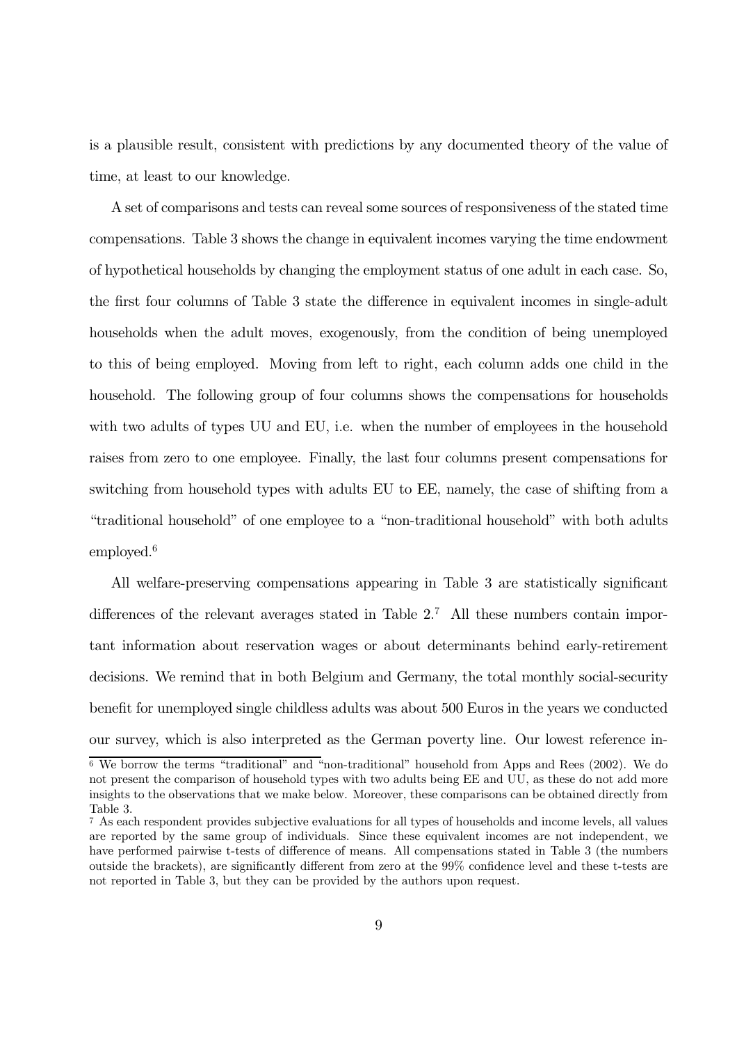is a plausible result, consistent with predictions by any documented theory of the value of time, at least to our knowledge.

A set of comparisons and tests can reveal some sources of responsiveness of the stated time compensations. Table 3 shows the change in equivalent incomes varying the time endowment of hypothetical households by changing the employment status of one adult in each case. So, the first four columns of Table 3 state the difference in equivalent incomes in single-adult households when the adult moves, exogenously, from the condition of being unemployed to this of being employed. Moving from left to right, each column adds one child in the household. The following group of four columns shows the compensations for households with two adults of types UU and EU, i.e. when the number of employees in the household raises from zero to one employee. Finally, the last four columns present compensations for switching from household types with adults EU to EE, namely, the case of shifting from a "traditional household" of one employee to a "non-traditional household" with both adults employed.[6]

All welfare-preserving compensations appearing in Table 3 are statistically significant differences of the relevant averages stated in Table 2.[7] All these numbers contain important information about reservation wages or about determinants behind early-retirement decisions. We remind that in both Belgium and Germany, the total monthly social-security benefit for unemployed single childless adults was about 500 Euros in the years we conducted our survey, which is also interpreted as the German poverty line. Our lowest reference in-

[6] We borrow the terms "traditional" and "non-traditional" household from Apps and Rees (2002). We do not present the comparison of household types with two adults being EE and UU, as these do not add more insights to the observations that we make below. Moreover, these comparisons can be obtained directly from Table 3.

[7] As each respondent provides subjective evaluations for all types of households and income levels, all values are reported by the same group of individuals. Since these equivalent incomes are not independent, we have performed pairwise t-tests of difference of means. All compensations stated in Table 3 (the numbers outside the brackets), are significantly different from zero at the 99% confidence level and these t-tests are not reported in Table 3, but they can be provided by the authors upon request.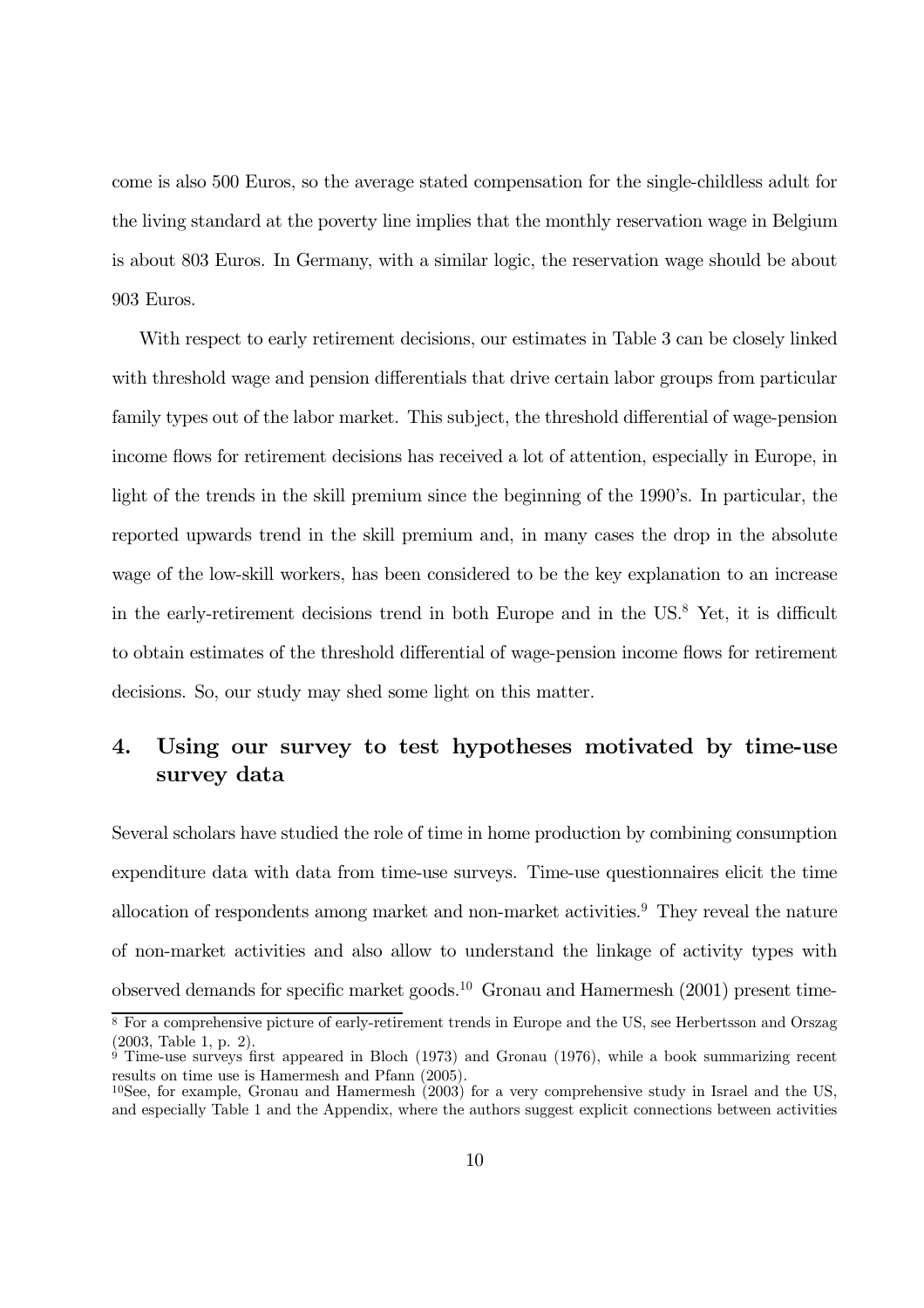come is also 500 Euros, so the average stated compensation for the single-childless adult for the living standard at the poverty line implies that the monthly reservation wage in Belgium is about 803 Euros. In Germany, with a similar logic, the reservation wage should be about 903 Euros.

With respect to early retirement decisions, our estimates in Table 3 can be closely linked with threshold wage and pension differentials that drive certain labor groups from particular family types out of the labor market. This subject, the threshold differential of wage-pension income flows for retirement decisions has received a lot of attention, especially in Europe, in light of the trends in the skill premium since the beginning of the 1990's. In particular, the reported upwards trend in the skill premium and, in many cases the drop in the absolute wage of the low-skill workers, has been considered to be the key explanation to an increase in the early-retirement decisions trend in both Europe and in the US.[8] Yet, it is difficult to obtain estimates of the threshold differential of wage-pension income flows for retirement decisions. So, our study may shed some light on this matter.

## 4. Using our survey to test hypotheses motivated by time-use survey data

Several scholars have studied the role of time in home production by combining consumption expenditure data with data from time-use surveys. Time-use questionnaires elicit the time allocation of respondents among market and non-market activities.[9] They reveal the nature of non-market activities and also allow to understand the linkage of activity types with observed demands for specific market goods.[10] Gronau and Hamermesh (2001) present time-

---

[8] For a comprehensive picture of early-retirement trends in Europe and the US, see Herbertsson and Orszag (2003, Table 1, p. 2).

[9] Time-use surveys first appeared in Bloch (1973) and Gronau (1976), while a book summarizing recent results on time use is Hamermesh and Pfann (2005).

[10] See, for example, Gronau and Hamermesh (2003) for a very comprehensive study in Israel and the US, and especially Table 1 and the Appendix, where the authors suggest explicit connections between activities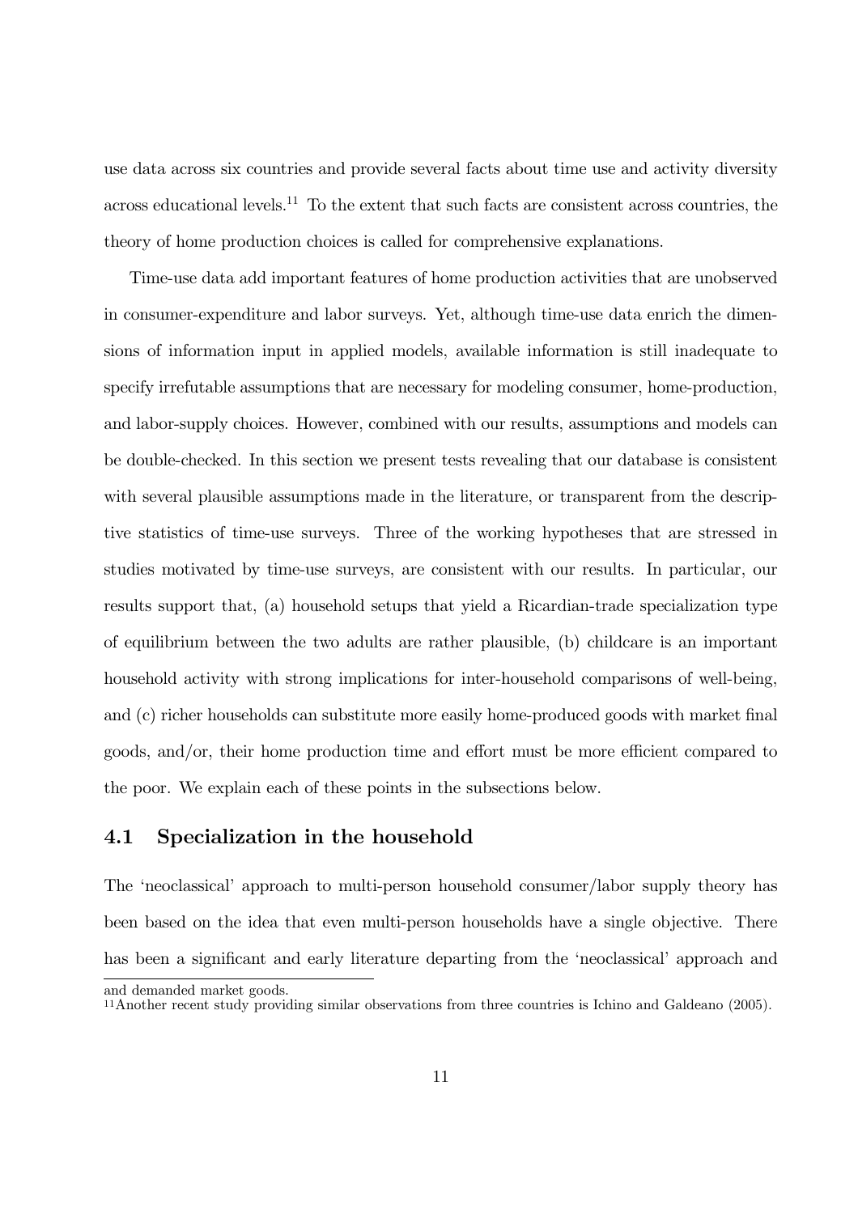use data across six countries and provide several facts about time use and activity diversity across educational levels.[11] To the extent that such facts are consistent across countries, the theory of home production choices is called for comprehensive explanations.

Time-use data add important features of home production activities that are unobserved in consumer-expenditure and labor surveys. Yet, although time-use data enrich the dimensions of information input in applied models, available information is still inadequate to specify irrefutable assumptions that are necessary for modeling consumer, home-production, and labor-supply choices. However, combined with our results, assumptions and models can be double-checked. In this section we present tests revealing that our database is consistent with several plausible assumptions made in the literature, or transparent from the descriptive statistics of time-use surveys. Three of the working hypotheses that are stressed in studies motivated by time-use surveys, are consistent with our results. In particular, our results support that, (a) household setups that yield a Ricardian-trade specialization type of equilibrium between the two adults are rather plausible, (b) childcare is an important household activity with strong implications for inter-household comparisons of well-being, and (c) richer households can substitute more easily home-produced goods with market final goods, and/or, their home production time and effort must be more efficient compared to the poor. We explain each of these points in the subsections below.

## 4.1 Specialization in the household

The 'neoclassical' approach to multi-person household consumer/labor supply theory has been based on the idea that even multi-person households have a single objective. There has been a significant and early literature departing from the 'neoclassical' approach and

and demanded market goods.

[11] Another recent study providing similar observations from three countries is Ichino and Galdeano (2005).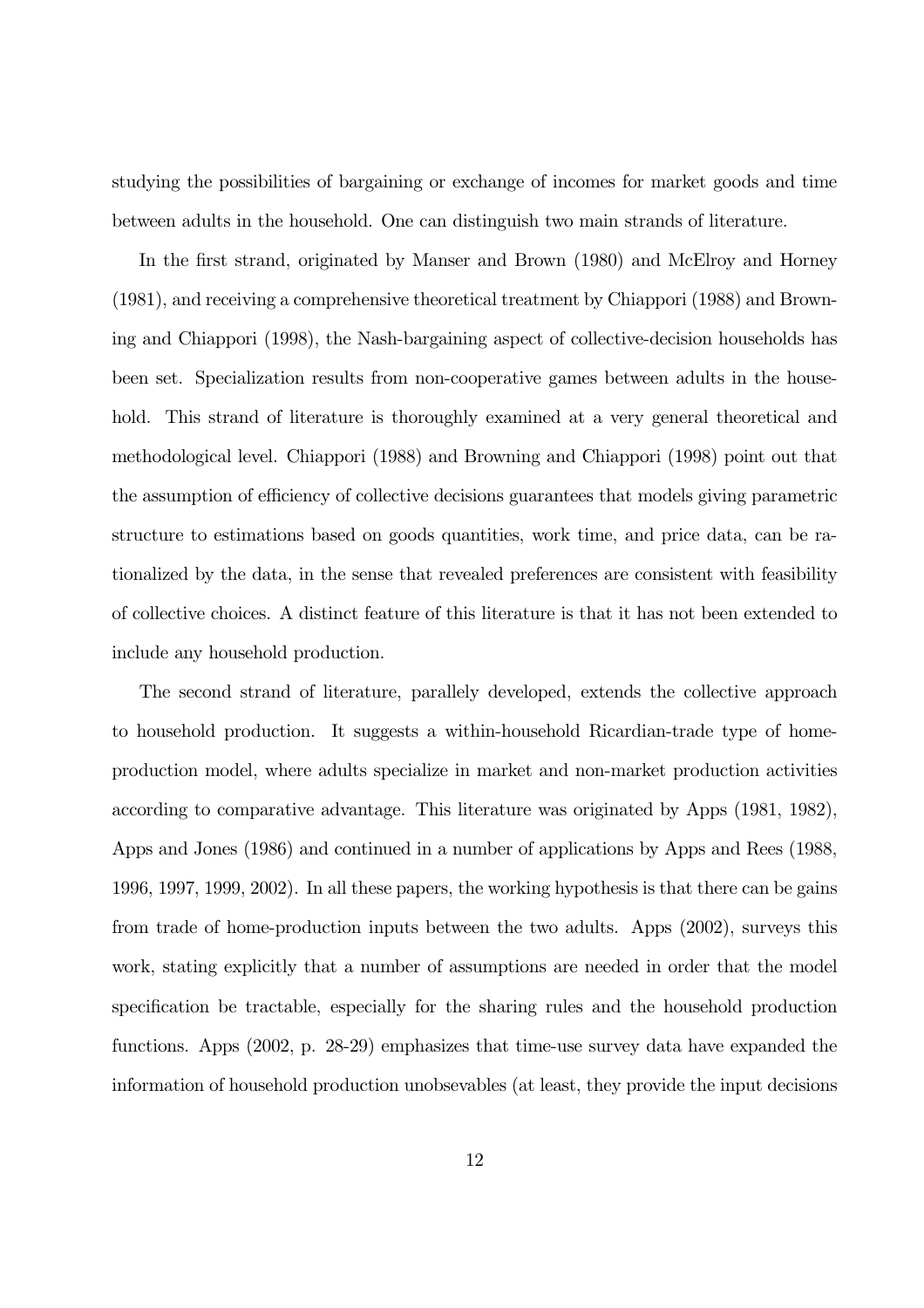studying the possibilities of bargaining or exchange of incomes for market goods and time between adults in the household. One can distinguish two main strands of literature.

In the first strand, originated by Manser and Brown (1980) and McElroy and Horney (1981), and receiving a comprehensive theoretical treatment by Chiappori (1988) and Browning and Chiappori (1998), the Nash-bargaining aspect of collective-decision households has been set. Specialization results from non-cooperative games between adults in the household. This strand of literature is thoroughly examined at a very general theoretical and methodological level. Chiappori (1988) and Browning and Chiappori (1998) point out that the assumption of efficiency of collective decisions guarantees that models giving parametric structure to estimations based on goods quantities, work time, and price data, can be rationalized by the data, in the sense that revealed preferences are consistent with feasibility of collective choices. A distinct feature of this literature is that it has not been extended to include any household production.

The second strand of literature, parallely developed, extends the collective approach to household production. It suggests a within-household Ricardian-trade type of home-production model, where adults specialize in market and non-market production activities according to comparative advantage. This literature was originated by Apps (1981, 1982), Apps and Jones (1986) and continued in a number of applications by Apps and Rees (1988, 1996, 1997, 1999, 2002). In all these papers, the working hypothesis is that there can be gains from trade of home-production inputs between the two adults. Apps (2002), surveys this work, stating explicitly that a number of assumptions are needed in order that the model specification be tractable, especially for the sharing rules and the household production functions. Apps (2002, p. 28-29) emphasizes that time-use survey data have expanded the information of household production unobsevables (at least, they provide the input decisions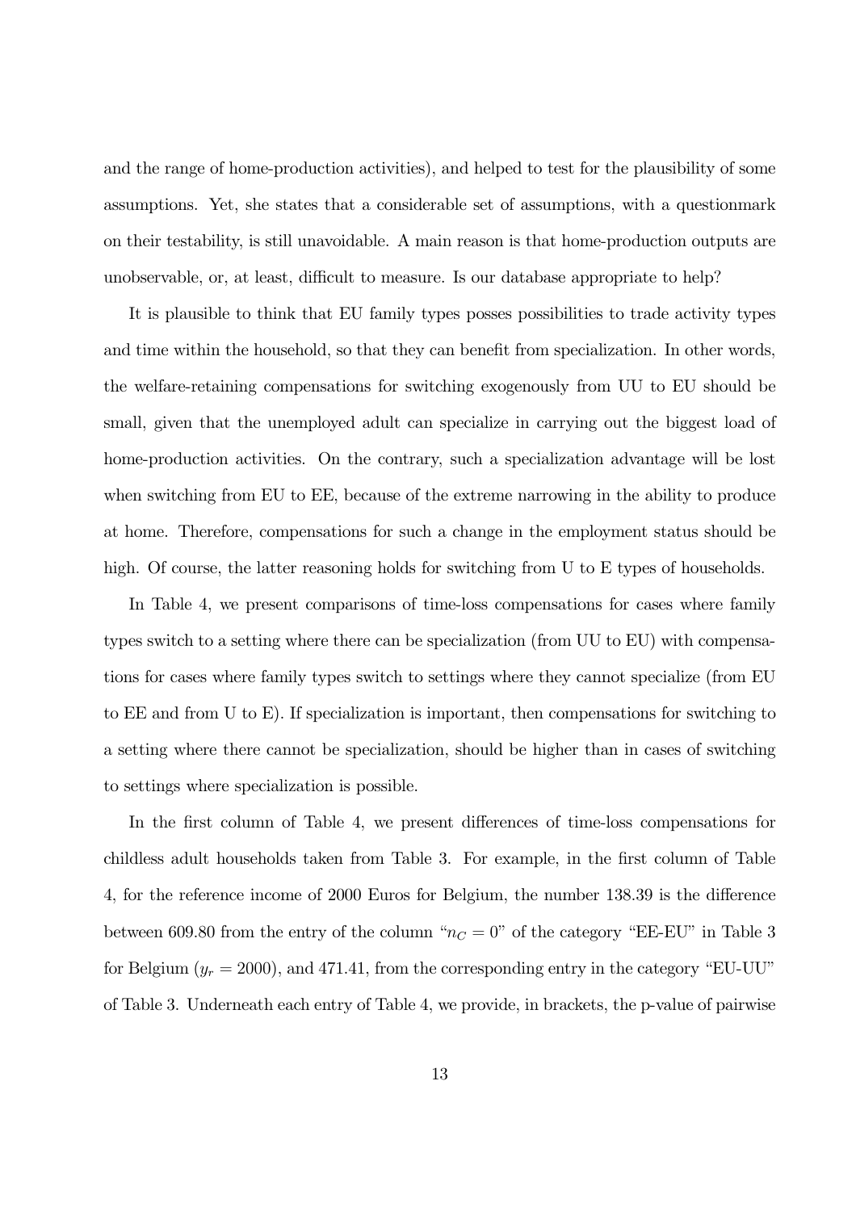and the range of home-production activities), and helped to test for the plausibility of some assumptions. Yet, she states that a considerable set of assumptions, with a questionmark on their testability, is still unavoidable. A main reason is that home-production outputs are unobservable, or, at least, difficult to measure. Is our database appropriate to help?

It is plausible to think that EU family types posses possibilities to trade activity types and time within the household, so that they can benefit from specialization. In other words, the welfare-retaining compensations for switching exogenously from UU to EU should be small, given that the unemployed adult can specialize in carrying out the biggest load of home-production activities. On the contrary, such a specialization advantage will be lost when switching from EU to EE, because of the extreme narrowing in the ability to produce at home. Therefore, compensations for such a change in the employment status should be high. Of course, the latter reasoning holds for switching from U to E types of households.

In Table 4, we present comparisons of time-loss compensations for cases where family types switch to a setting where there can be specialization (from UU to EU) with compensations for cases where family types switch to settings where they cannot specialize (from EU to EE and from U to E). If specialization is important, then compensations for switching to a setting where there cannot be specialization, should be higher than in cases of switching to settings where specialization is possible.

In the first column of Table 4, we present differences of time-loss compensations for childless adult households taken from Table 3. For example, in the first column of Table 4, for the reference income of 2000 Euros for Belgium, the number 138.39 is the difference between 609.80 from the entry of the column "$n_C = 0$" of the category "EE-EU" in Table 3 for Belgium ($y_r = 2000$), and 471.41, from the corresponding entry in the category "EU-UU" of Table 3. Underneath each entry of Table 4, we provide, in brackets, the p-value of pairwise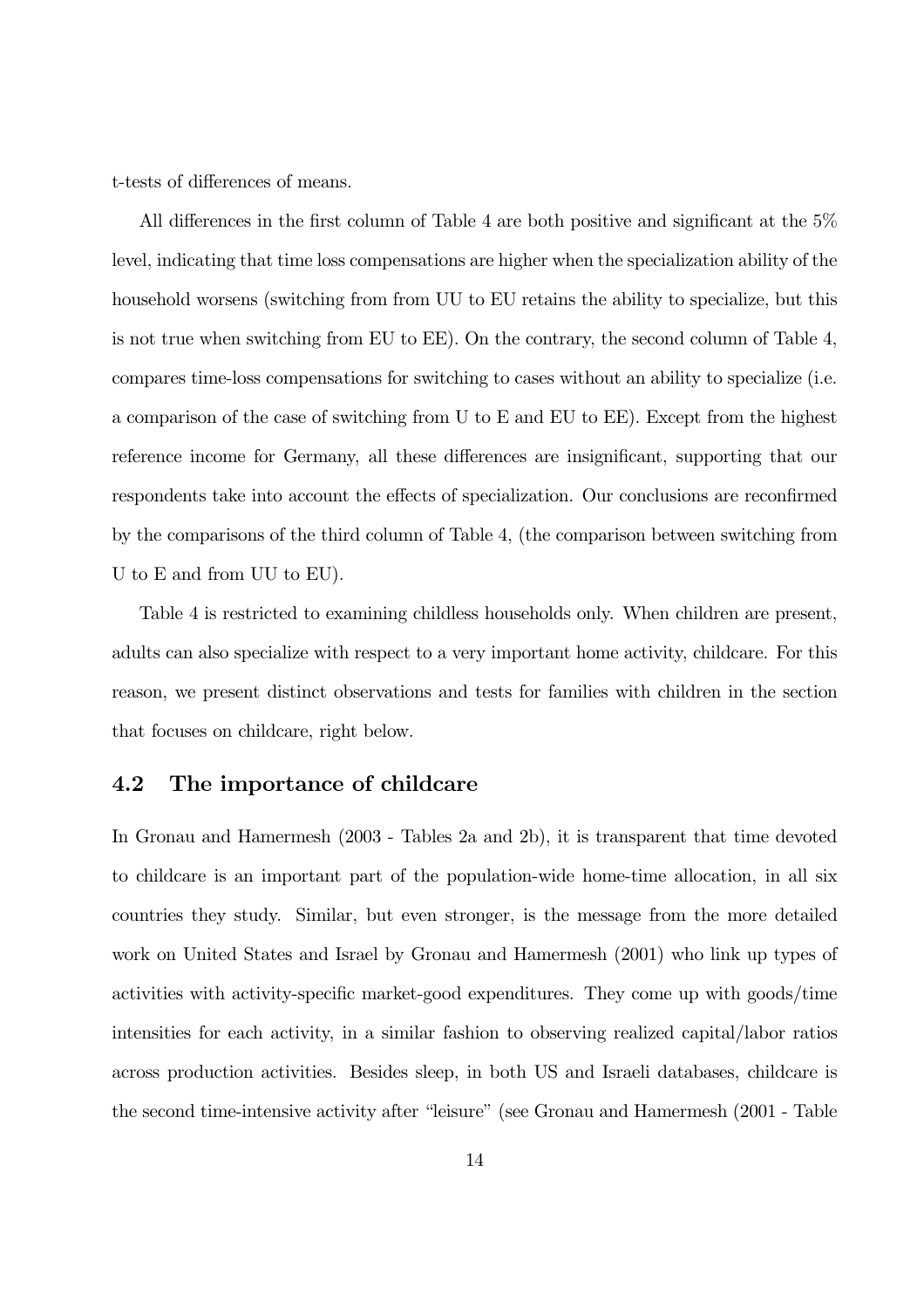t-tests of differences of means.

All differences in the first column of Table 4 are both positive and significant at the 5% level, indicating that time loss compensations are higher when the specialization ability of the household worsens (switching from from UU to EU retains the ability to specialize, but this is not true when switching from EU to EE). On the contrary, the second column of Table 4, compares time-loss compensations for switching to cases without an ability to specialize (i.e. a comparison of the case of switching from U to E and EU to EE). Except from the highest reference income for Germany, all these differences are insignificant, supporting that our respondents take into account the effects of specialization. Our conclusions are reconfirmed by the comparisons of the third column of Table 4, (the comparison between switching from U to E and from UU to EU).

Table 4 is restricted to examining childless households only. When children are present, adults can also specialize with respect to a very important home activity, childcare. For this reason, we present distinct observations and tests for families with children in the section that focuses on childcare, right below.

## 4.2 The importance of childcare

In Gronau and Hamermesh (2003 - Tables 2a and 2b), it is transparent that time devoted to childcare is an important part of the population-wide home-time allocation, in all six countries they study. Similar, but even stronger, is the message from the more detailed work on United States and Israel by Gronau and Hamermesh (2001) who link up types of activities with activity-specific market-good expenditures. They come up with goods/time intensities for each activity, in a similar fashion to observing realized capital/labor ratios across production activities. Besides sleep, in both US and Israeli databases, childcare is the second time-intensive activity after "leisure" (see Gronau and Hamermesh (2001 - Table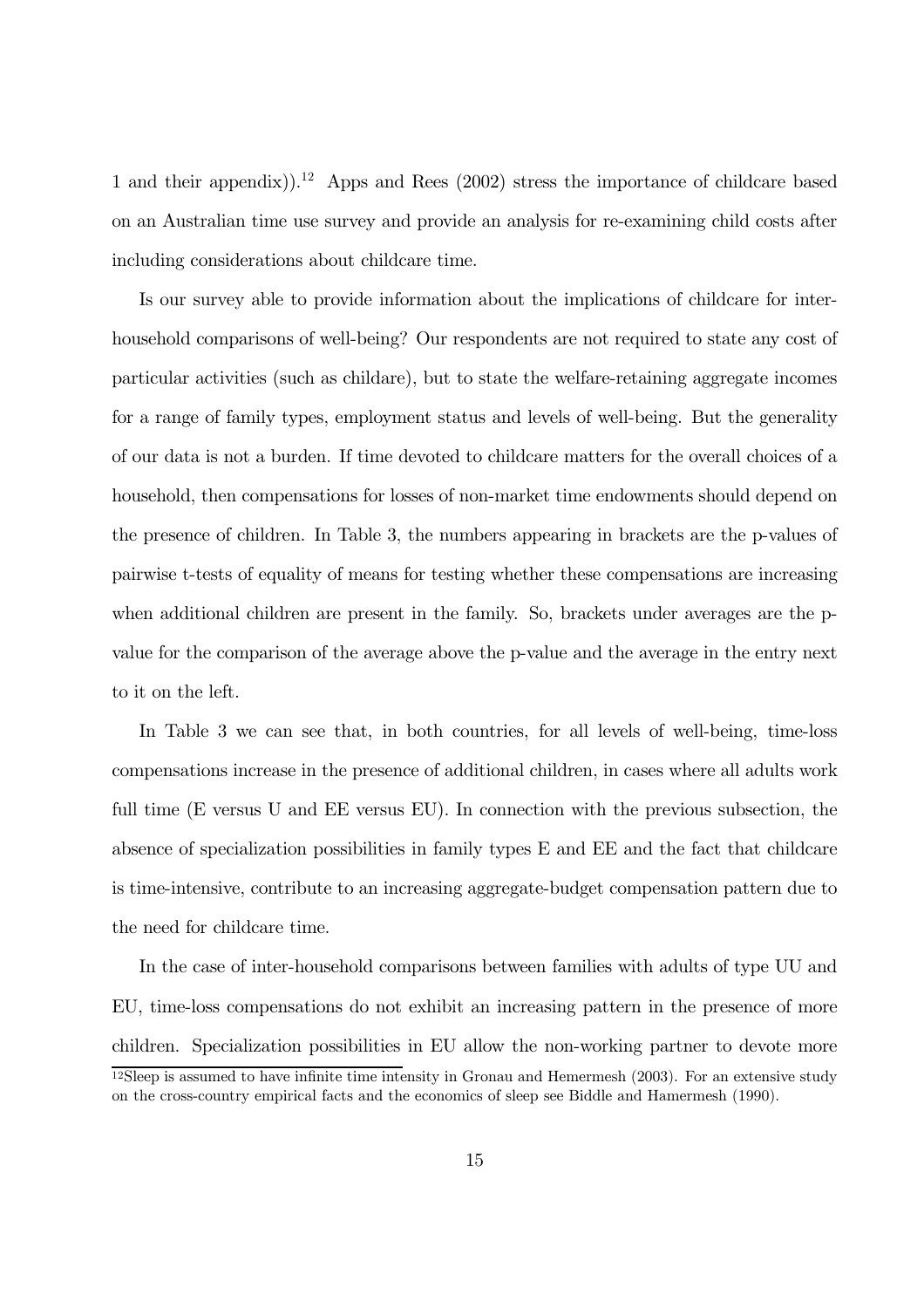1 and their appendix)).[12] Apps and Rees (2002) stress the importance of childcare based on an Australian time use survey and provide an analysis for re-examining child costs after including considerations about childcare time.

Is our survey able to provide information about the implications of childcare for inter-household comparisons of well-being? Our respondents are not required to state any cost of particular activities (such as childare), but to state the welfare-retaining aggregate incomes for a range of family types, employment status and levels of well-being. But the generality of our data is not a burden. If time devoted to childcare matters for the overall choices of a household, then compensations for losses of non-market time endowments should depend on the presence of children. In Table 3, the numbers appearing in brackets are the p-values of pairwise t-tests of equality of means for testing whether these compensations are increasing when additional children are present in the family. So, brackets under averages are the p-value for the comparison of the average above the p-value and the average in the entry next to it on the left.

In Table 3 we can see that, in both countries, for all levels of well-being, time-loss compensations increase in the presence of additional children, in cases where all adults work full time (E versus U and EE versus EU). In connection with the previous subsection, the absence of specialization possibilities in family types E and EE and the fact that childcare is time-intensive, contribute to an increasing aggregate-budget compensation pattern due to the need for childcare time.

In the case of inter-household comparisons between families with adults of type UU and EU, time-loss compensations do not exhibit an increasing pattern in the presence of more children. Specialization possibilities in EU allow the non-working partner to devote more

[12] Sleep is assumed to have infinite time intensity in Gronau and Hemermesh (2003). For an extensive study on the cross-country empirical facts and the economics of sleep see Biddle and Hamermesh (1990).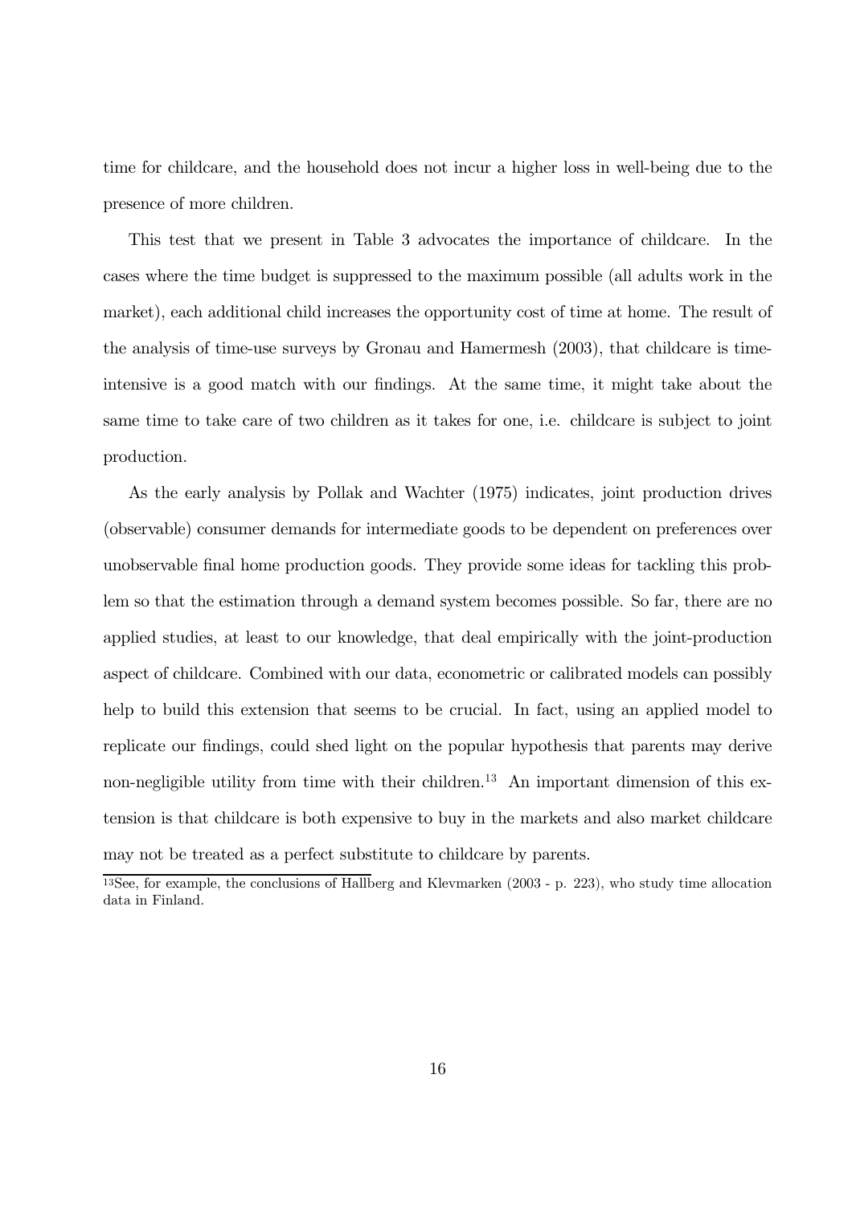time for childcare, and the household does not incur a higher loss in well-being due to the presence of more children.

This test that we present in Table 3 advocates the importance of childcare. In the cases where the time budget is suppressed to the maximum possible (all adults work in the market), each additional child increases the opportunity cost of time at home. The result of the analysis of time-use surveys by Gronau and Hamermesh (2003), that childcare is time-intensive is a good match with our findings. At the same time, it might take about the same time to take care of two children as it takes for one, i.e. childcare is subject to joint production.

As the early analysis by Pollak and Wachter (1975) indicates, joint production drives (observable) consumer demands for intermediate goods to be dependent on preferences over unobservable final home production goods. They provide some ideas for tackling this problem so that the estimation through a demand system becomes possible. So far, there are no applied studies, at least to our knowledge, that deal empirically with the joint-production aspect of childcare. Combined with our data, econometric or calibrated models can possibly help to build this extension that seems to be crucial. In fact, using an applied model to replicate our findings, could shed light on the popular hypothesis that parents may derive non-negligible utility from time with their children.[13] An important dimension of this extension is that childcare is both expensive to buy in the markets and also market childcare may not be treated as a perfect substitute to childcare by parents.

[13] See, for example, the conclusions of Hallberg and Klevmarken (2003 - p. 223), who study time allocation data in Finland.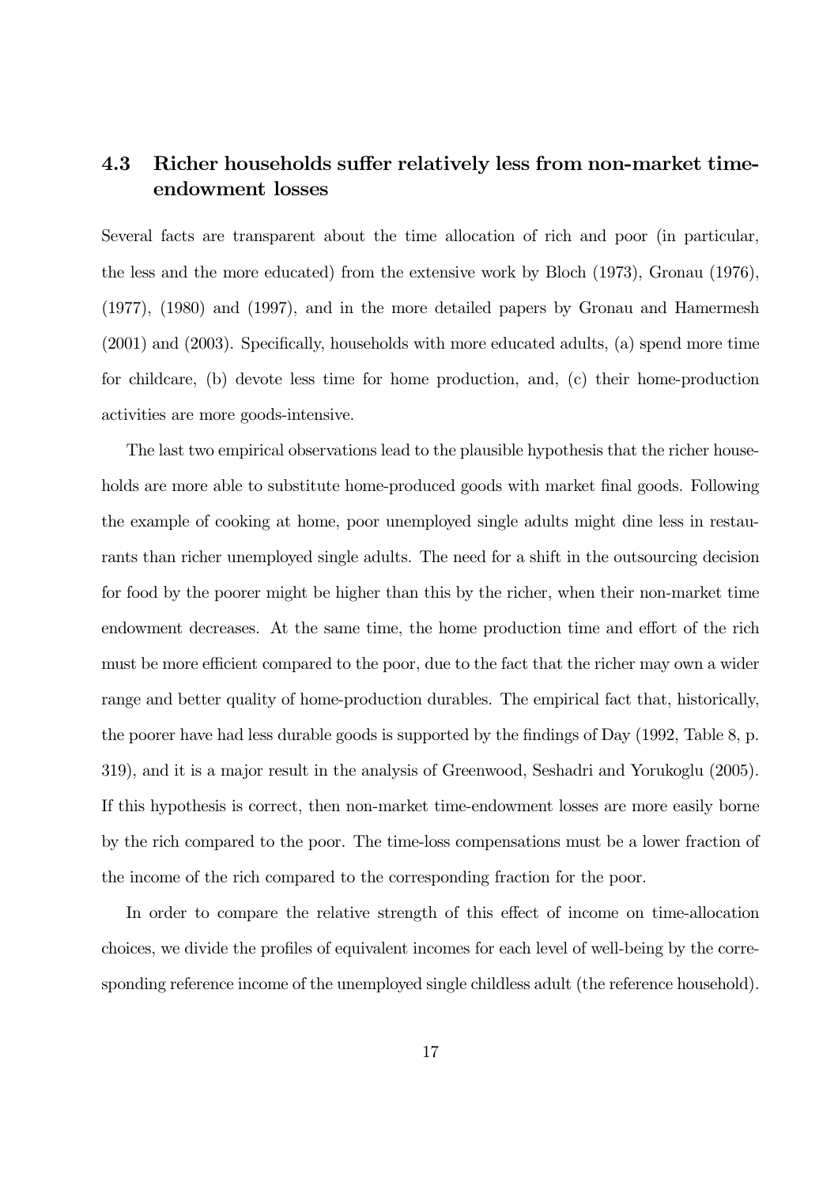### 4.3 Richer households suffer relatively less from non-market time-endowment losses

Several facts are transparent about the time allocation of rich and poor (in particular, the less and the more educated) from the extensive work by Bloch (1973), Gronau (1976), (1977), (1980) and (1997), and in the more detailed papers by Gronau and Hamermesh (2001) and (2003). Specifically, households with more educated adults, (a) spend more time for childcare, (b) devote less time for home production, and, (c) their home-production activities are more goods-intensive.

The last two empirical observations lead to the plausible hypothesis that the richer households are more able to substitute home-produced goods with market final goods. Following the example of cooking at home, poor unemployed single adults might dine less in restaurants than richer unemployed single adults. The need for a shift in the outsourcing decision for food by the poorer might be higher than this by the richer, when their non-market time endowment decreases. At the same time, the home production time and effort of the rich must be more efficient compared to the poor, due to the fact that the richer may own a wider range and better quality of home-production durables. The empirical fact that, historically, the poorer have had less durable goods is supported by the findings of Day (1992, Table 8, p. 319), and it is a major result in the analysis of Greenwood, Seshadri and Yorukoglu (2005). If this hypothesis is correct, then non-market time-endowment losses are more easily borne by the rich compared to the poor. The time-loss compensations must be a lower fraction of the income of the rich compared to the corresponding fraction for the poor.

In order to compare the relative strength of this effect of income on time-allocation choices, we divide the profiles of equivalent incomes for each level of well-being by the corresponding reference income of the unemployed single childless adult (the reference household).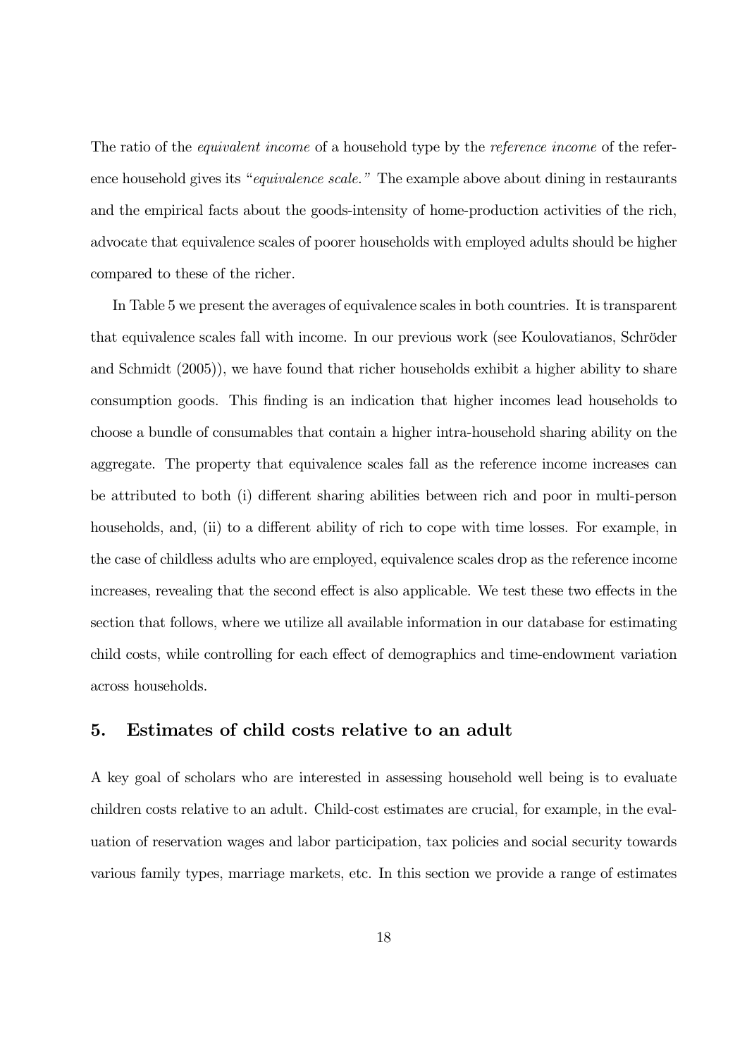The ratio of the *equivalent income* of a household type by the *reference income* of the reference household gives its "*equivalence scale.*" The example above about dining in restaurants and the empirical facts about the goods-intensity of home-production activities of the rich, advocate that equivalence scales of poorer households with employed adults should be higher compared to these of the richer.

In Table 5 we present the averages of equivalence scales in both countries. It is transparent that equivalence scales fall with income. In our previous work (see Koulovatianos, Schröder and Schmidt (2005)), we have found that richer households exhibit a higher ability to share consumption goods. This finding is an indication that higher incomes lead households to choose a bundle of consumables that contain a higher intra-household sharing ability on the aggregate. The property that equivalence scales fall as the reference income increases can be attributed to both (i) different sharing abilities between rich and poor in multi-person households, and, (ii) to a different ability of rich to cope with time losses. For example, in the case of childless adults who are employed, equivalence scales drop as the reference income increases, revealing that the second effect is also applicable. We test these two effects in the section that follows, where we utilize all available information in our database for estimating child costs, while controlling for each effect of demographics and time-endowment variation across households.

## 5. Estimates of child costs relative to an adult

A key goal of scholars who are interested in assessing household well being is to evaluate children costs relative to an adult. Child-cost estimates are crucial, for example, in the evaluation of reservation wages and labor participation, tax policies and social security towards various family types, marriage markets, etc. In this section we provide a range of estimates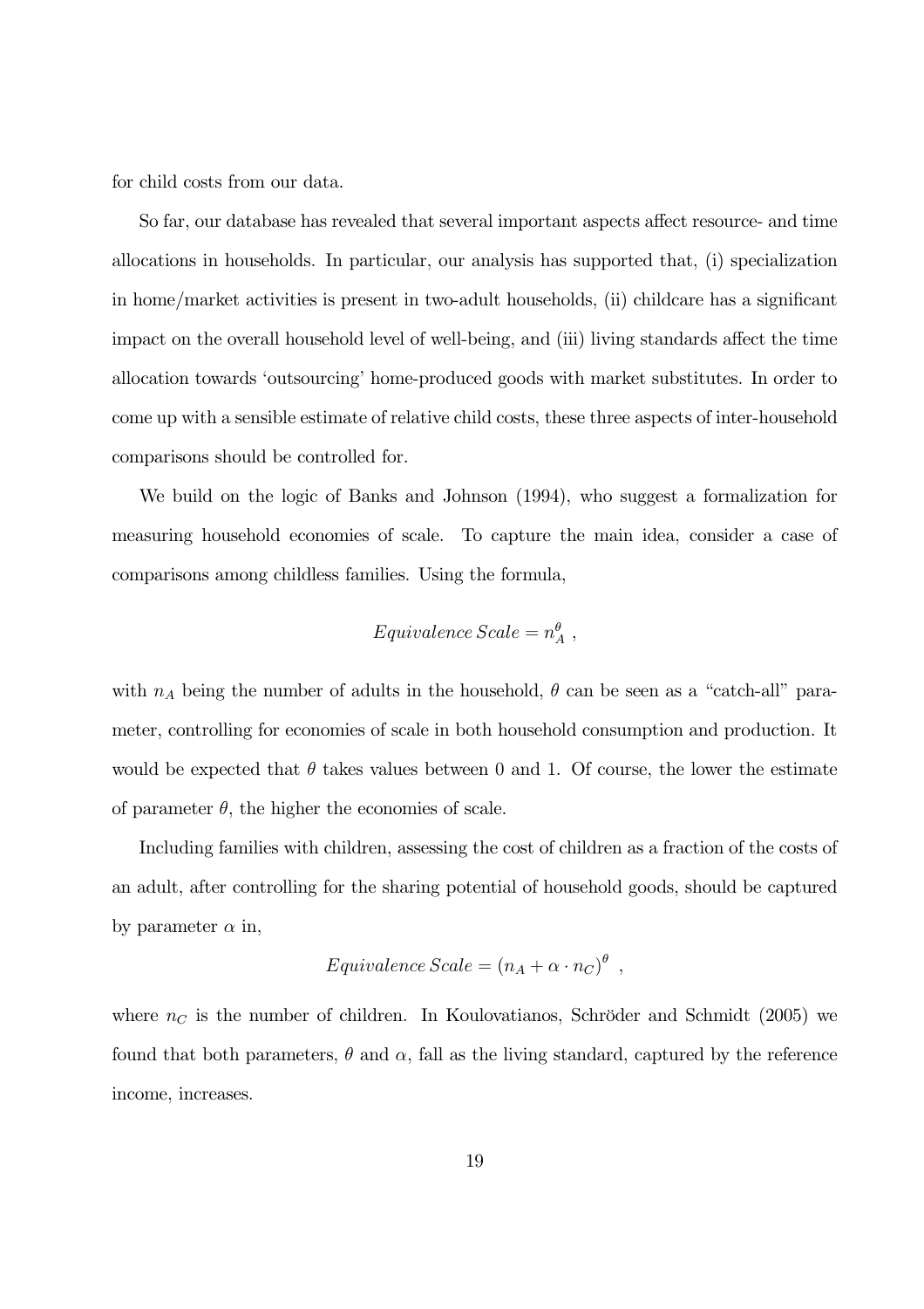for child costs from our data.

So far, our database has revealed that several important aspects affect resource- and time allocations in households. In particular, our analysis has supported that, (i) specialization in home/market activities is present in two-adult households, (ii) childcare has a significant impact on the overall household level of well-being, and (iii) living standards affect the time allocation towards 'outsourcing' home-produced goods with market substitutes. In order to come up with a sensible estimate of relative child costs, these three aspects of inter-household comparisons should be controlled for.

We build on the logic of Banks and Johnson (1994), who suggest a formalization for measuring household economies of scale. To capture the main idea, consider a case of comparisons among childless families. Using the formula,

$$Equivalence\,Scale = n_A^{\theta} \ ,$$

with $n_A$ being the number of adults in the household, $\theta$ can be seen as a "catch-all" parameter, controlling for economies of scale in both household consumption and production. It would be expected that $\theta$ takes values between 0 and 1. Of course, the lower the estimate of parameter $\theta$, the higher the economies of scale.

Including families with children, assessing the cost of children as a fraction of the costs of an adult, after controlling for the sharing potential of household goods, should be captured by parameter $\alpha$ in,

$$Equivalence\,Scale = (n_A + \alpha \cdot n_C)^{\theta} \ ,$$

where $n_C$ is the number of children. In Koulovatianos, Schröder and Schmidt (2005) we found that both parameters, $\theta$ and $\alpha$, fall as the living standard, captured by the reference income, increases.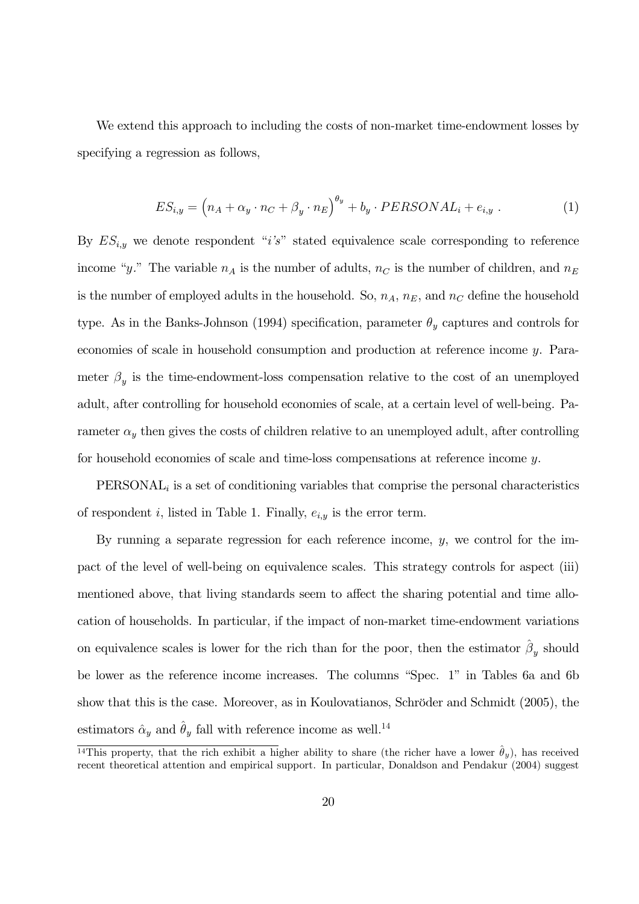We extend this approach to including the costs of non-market time-endowment losses by specifying a regression as follows,

$$ES_{i,y} = \left(n_A + \alpha_y \cdot n_C + \beta_y \cdot n_E\right)^{\theta_y} + b_y \cdot PERSONAL_i + e_{i,y} \ . \tag{1}$$

By $ES_{i,y}$ we denote respondent "$i$'s" stated equivalence scale corresponding to reference income "$y$." The variable $n_A$ is the number of adults, $n_C$ is the number of children, and $n_E$ is the number of employed adults in the household. So, $n_A$, $n_E$, and $n_C$ define the household type. As in the Banks-Johnson (1994) specification, parameter $\theta_y$ captures and controls for economies of scale in household consumption and production at reference income $y$. Parameter $\beta_y$ is the time-endowment-loss compensation relative to the cost of an unemployed adult, after controlling for household economies of scale, at a certain level of well-being. Parameter $\alpha_y$ then gives the costs of children relative to an unemployed adult, after controlling for household economies of scale and time-loss compensations at reference income $y$.

PERSONAL$_i$ is a set of conditioning variables that comprise the personal characteristics of respondent $i$, listed in Table 1. Finally, $e_{i,y}$ is the error term.

By running a separate regression for each reference income, $y$, we control for the impact of the level of well-being on equivalence scales. This strategy controls for aspect (iii) mentioned above, that living standards seem to affect the sharing potential and time allocation of households. In particular, if the impact of non-market time-endowment variations on equivalence scales is lower for the rich than for the poor, then the estimator $\hat{\beta}_y$ should be lower as the reference income increases. The columns "Spec. 1" in Tables 6a and 6b show that this is the case. Moreover, as in Koulovatianos, Schröder and Schmidt (2005), the estimators $\hat{\alpha}_y$ and $\hat{\theta}_y$ fall with reference income as well.[14]

[14]This property, that the rich exhibit a higher ability to share (the richer have a lower $\hat{\theta}_y$), has received recent theoretical attention and empirical support. In particular, Donaldson and Pendakur (2004) suggest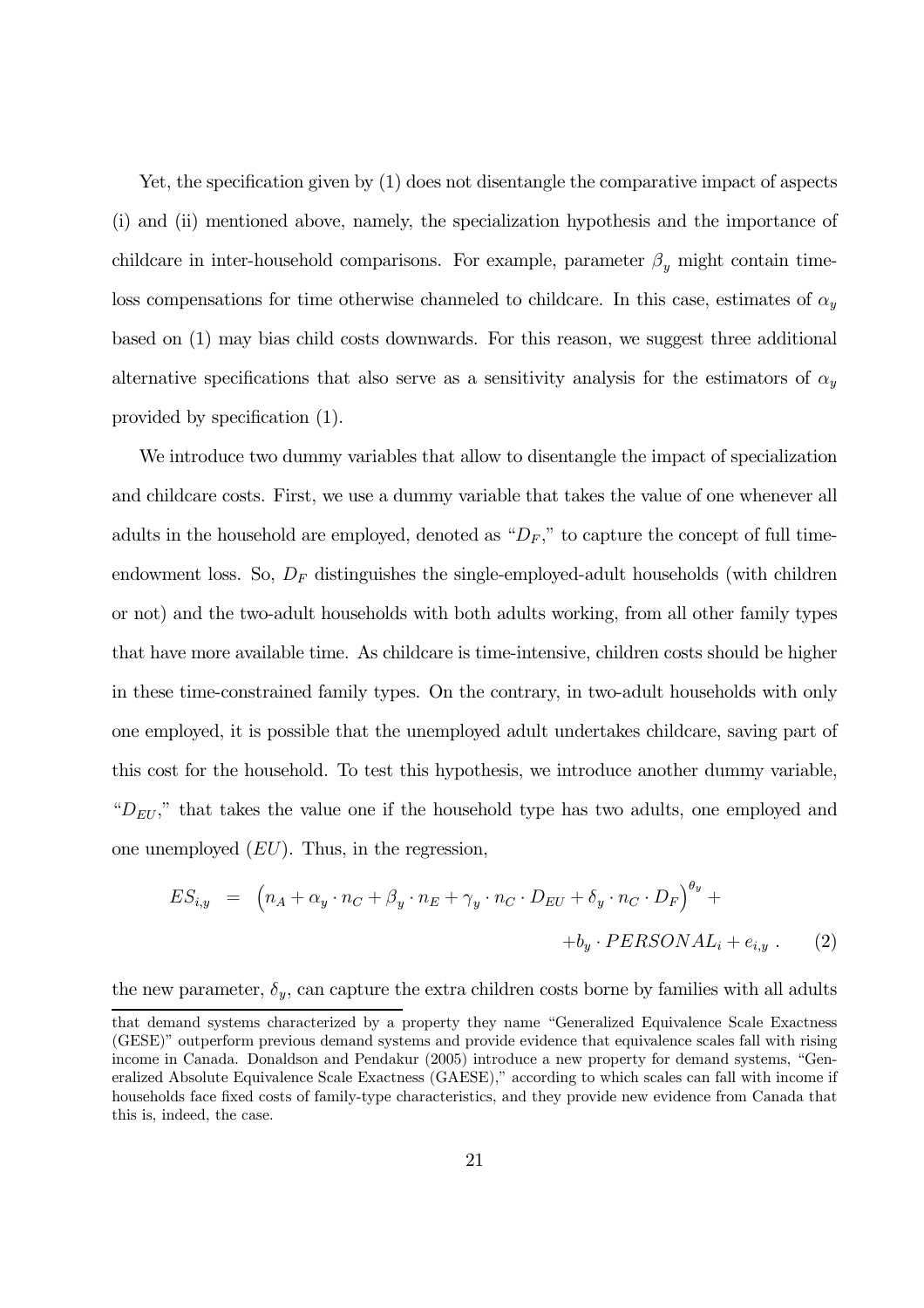Yet, the specification given by (1) does not disentangle the comparative impact of aspects (i) and (ii) mentioned above, namely, the specialization hypothesis and the importance of childcare in inter-household comparisons. For example, parameter $\beta_y$ might contain time-loss compensations for time otherwise channeled to childcare. In this case, estimates of $\alpha_y$ based on (1) may bias child costs downwards. For this reason, we suggest three additional alternative specifications that also serve as a sensitivity analysis for the estimators of $\alpha_y$ provided by specification (1).

We introduce two dummy variables that allow to disentangle the impact of specialization and childcare costs. First, we use a dummy variable that takes the value of one whenever all adults in the household are employed, denoted as "$D_F$," to capture the concept of full time-endowment loss. So, $D_F$ distinguishes the single-employed-adult households (with children or not) and the two-adult households with both adults working, from all other family types that have more available time. As childcare is time-intensive, children costs should be higher in these time-constrained family types. On the contrary, in two-adult households with only one employed, it is possible that the unemployed adult undertakes childcare, saving part of this cost for the household. To test this hypothesis, we introduce another dummy variable, "$D_{EU}$," that takes the value one if the household type has two adults, one employed and one unemployed ($EU$). Thus, in the regression,

$$ES_{i,y} = \left(n_A + \alpha_y \cdot n_C + \beta_y \cdot n_E + \gamma_y \cdot n_C \cdot D_{EU} + \delta_y \cdot n_C \cdot D_F\right)^{\theta_y} + b_y \cdot PERSONAL_i + e_{i,y} \,. \quad (2)$$

the new parameter, $\delta_y$, can capture the extra children costs borne by families with all adults

that demand systems characterized by a property they name "Generalized Equivalence Scale Exactness (GESE)" outperform previous demand systems and provide evidence that equivalence scales fall with rising income in Canada. Donaldson and Pendakur (2005) introduce a new property for demand systems, "Generalized Absolute Equivalence Scale Exactness (GAESE)," according to which scales can fall with income if households face fixed costs of family-type characteristics, and they provide new evidence from Canada that this is, indeed, the case.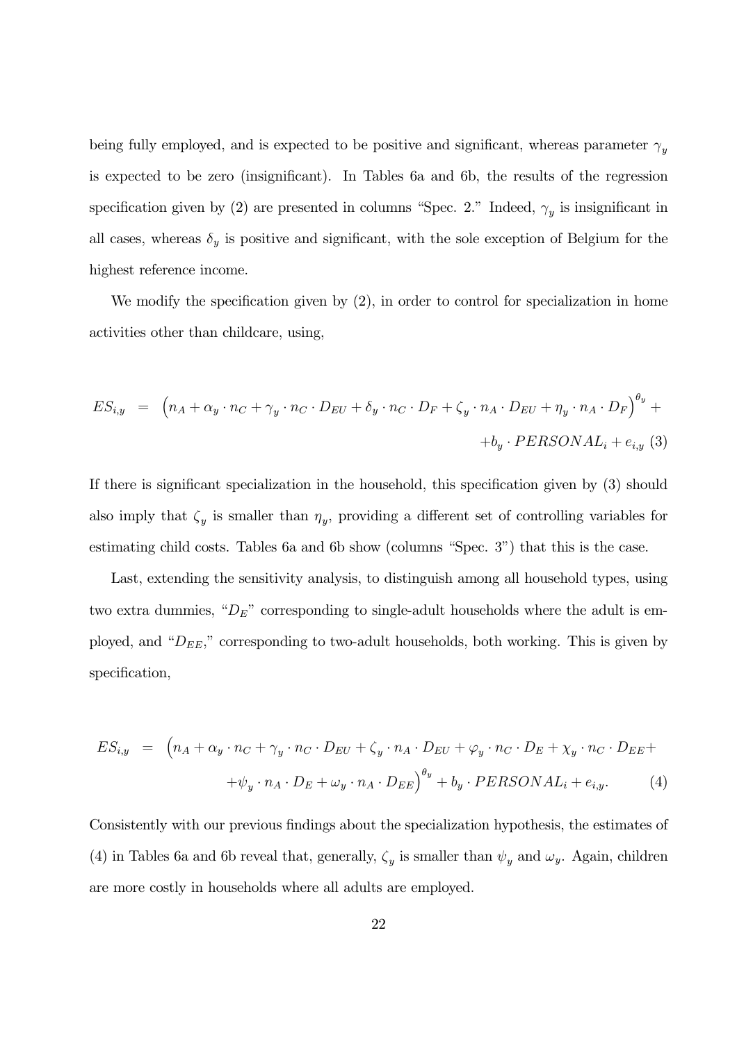being fully employed, and is expected to be positive and significant, whereas parameter $\gamma_y$ is expected to be zero (insignificant). In Tables 6a and 6b, the results of the regression specification given by (2) are presented in columns "Spec. 2." Indeed, $\gamma_y$ is insignificant in all cases, whereas $\delta_y$ is positive and significant, with the sole exception of Belgium for the highest reference income.

We modify the specification given by (2), in order to control for specialization in home activities other than childcare, using,

$$ES_{i,y} = \left(n_A + \alpha_y \cdot n_C + \gamma_y \cdot n_C \cdot D_{EU} + \delta_y \cdot n_C \cdot D_F + \zeta_y \cdot n_A \cdot D_{EU} + \eta_y \cdot n_A \cdot D_F\right)^{\theta_y} + $$
$$+ b_y \cdot PERSONAL_i + e_{i,y} \quad (3)$$

If there is significant specialization in the household, this specification given by (3) should also imply that $\zeta_y$ is smaller than $\eta_y$, providing a different set of controlling variables for estimating child costs. Tables 6a and 6b show (columns "Spec. 3") that this is the case.

Last, extending the sensitivity analysis, to distinguish among all household types, using two extra dummies, "$D_E$" corresponding to single-adult households where the adult is employed, and "$D_{EE}$," corresponding to two-adult households, both working. This is given by specification,

$$ES_{i,y} = \left(n_A + \alpha_y \cdot n_C + \gamma_y \cdot n_C \cdot D_{EU} + \zeta_y \cdot n_A \cdot D_{EU} + \varphi_y \cdot n_C \cdot D_E + \chi_y \cdot n_C \cdot D_{EE} + \right.$$
$$\left. + \psi_y \cdot n_A \cdot D_E + \omega_y \cdot n_A \cdot D_{EE}\right)^{\theta_y} + b_y \cdot PERSONAL_i + e_{i,y}. \quad (4)$$

Consistently with our previous findings about the specialization hypothesis, the estimates of (4) in Tables 6a and 6b reveal that, generally, $\zeta_y$ is smaller than $\psi_y$ and $\omega_y$. Again, children are more costly in households where all adults are employed.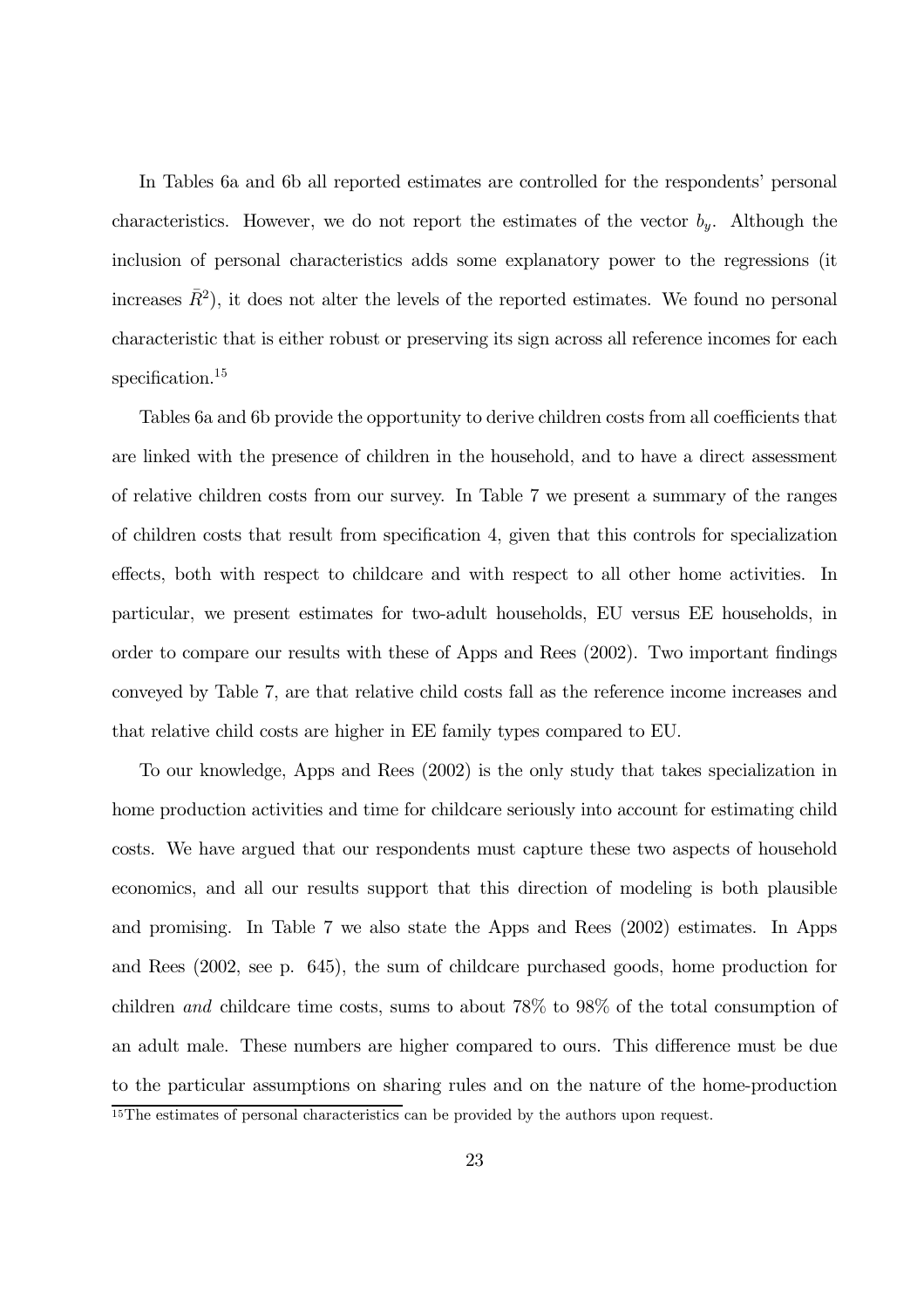In Tables 6a and 6b all reported estimates are controlled for the respondents' personal characteristics. However, we do not report the estimates of the vector $b_y$. Although the inclusion of personal characteristics adds some explanatory power to the regressions (it increases $\bar{R}^2$), it does not alter the levels of the reported estimates. We found no personal characteristic that is either robust or preserving its sign across all reference incomes for each specification.[15]

Tables 6a and 6b provide the opportunity to derive children costs from all coefficients that are linked with the presence of children in the household, and to have a direct assessment of relative children costs from our survey. In Table 7 we present a summary of the ranges of children costs that result from specification 4, given that this controls for specialization effects, both with respect to childcare and with respect to all other home activities. In particular, we present estimates for two-adult households, EU versus EE households, in order to compare our results with these of Apps and Rees (2002). Two important findings conveyed by Table 7, are that relative child costs fall as the reference income increases and that relative child costs are higher in EE family types compared to EU.

To our knowledge, Apps and Rees (2002) is the only study that takes specialization in home production activities and time for childcare seriously into account for estimating child costs. We have argued that our respondents must capture these two aspects of household economics, and all our results support that this direction of modeling is both plausible and promising. In Table 7 we also state the Apps and Rees (2002) estimates. In Apps and Rees (2002, see p. 645), the sum of childcare purchased goods, home production for children *and* childcare time costs, sums to about 78% to 98% of the total consumption of an adult male. These numbers are higher compared to ours. This difference must be due to the particular assumptions on sharing rules and on the nature of the home-production

[15]The estimates of personal characteristics can be provided by the authors upon request.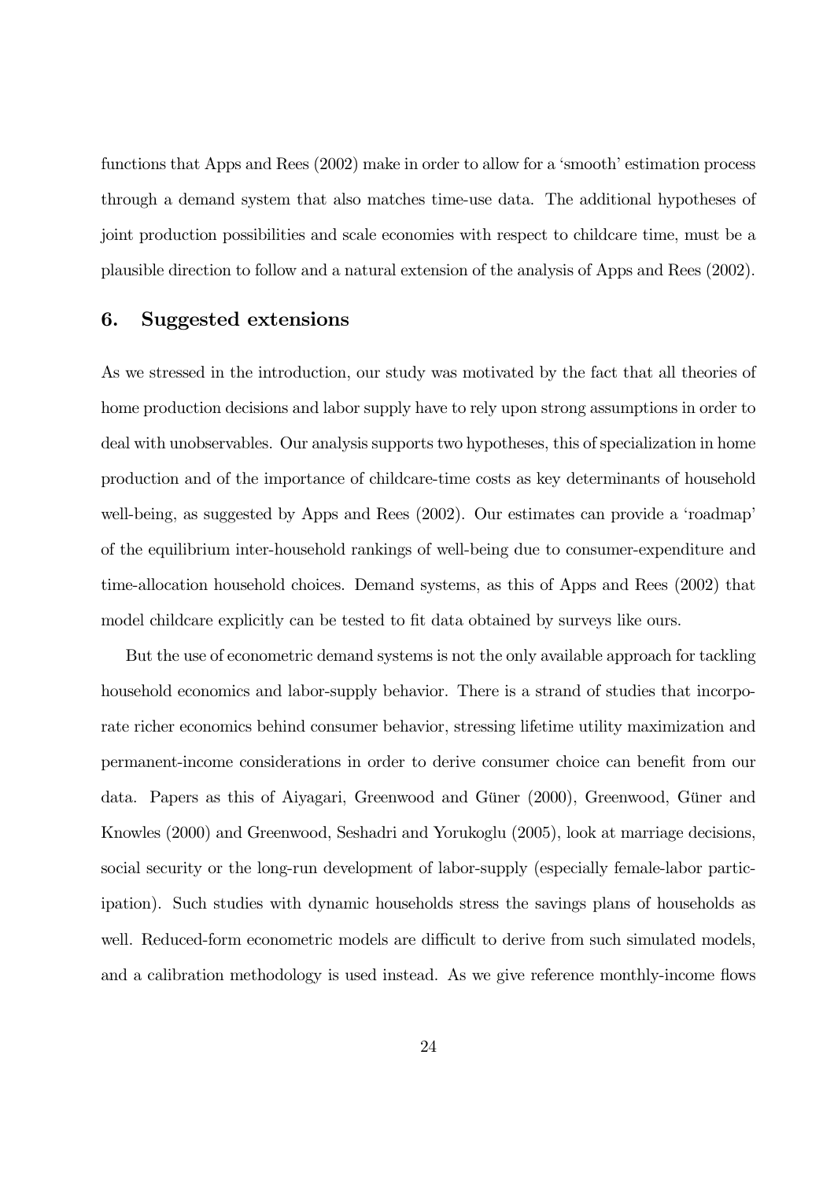functions that Apps and Rees (2002) make in order to allow for a 'smooth' estimation process through a demand system that also matches time-use data. The additional hypotheses of joint production possibilities and scale economies with respect to childcare time, must be a plausible direction to follow and a natural extension of the analysis of Apps and Rees (2002).

## 6. Suggested extensions

As we stressed in the introduction, our study was motivated by the fact that all theories of home production decisions and labor supply have to rely upon strong assumptions in order to deal with unobservables. Our analysis supports two hypotheses, this of specialization in home production and of the importance of childcare-time costs as key determinants of household well-being, as suggested by Apps and Rees (2002). Our estimates can provide a 'roadmap' of the equilibrium inter-household rankings of well-being due to consumer-expenditure and time-allocation household choices. Demand systems, as this of Apps and Rees (2002) that model childcare explicitly can be tested to fit data obtained by surveys like ours.

But the use of econometric demand systems is not the only available approach for tackling household economics and labor-supply behavior. There is a strand of studies that incorporate richer economics behind consumer behavior, stressing lifetime utility maximization and permanent-income considerations in order to derive consumer choice can benefit from our data. Papers as this of Aiyagari, Greenwood and Güner (2000), Greenwood, Güner and Knowles (2000) and Greenwood, Seshadri and Yorukoglu (2005), look at marriage decisions, social security or the long-run development of labor-supply (especially female-labor participation). Such studies with dynamic households stress the savings plans of households as well. Reduced-form econometric models are difficult to derive from such simulated models, and a calibration methodology is used instead. As we give reference monthly-income flows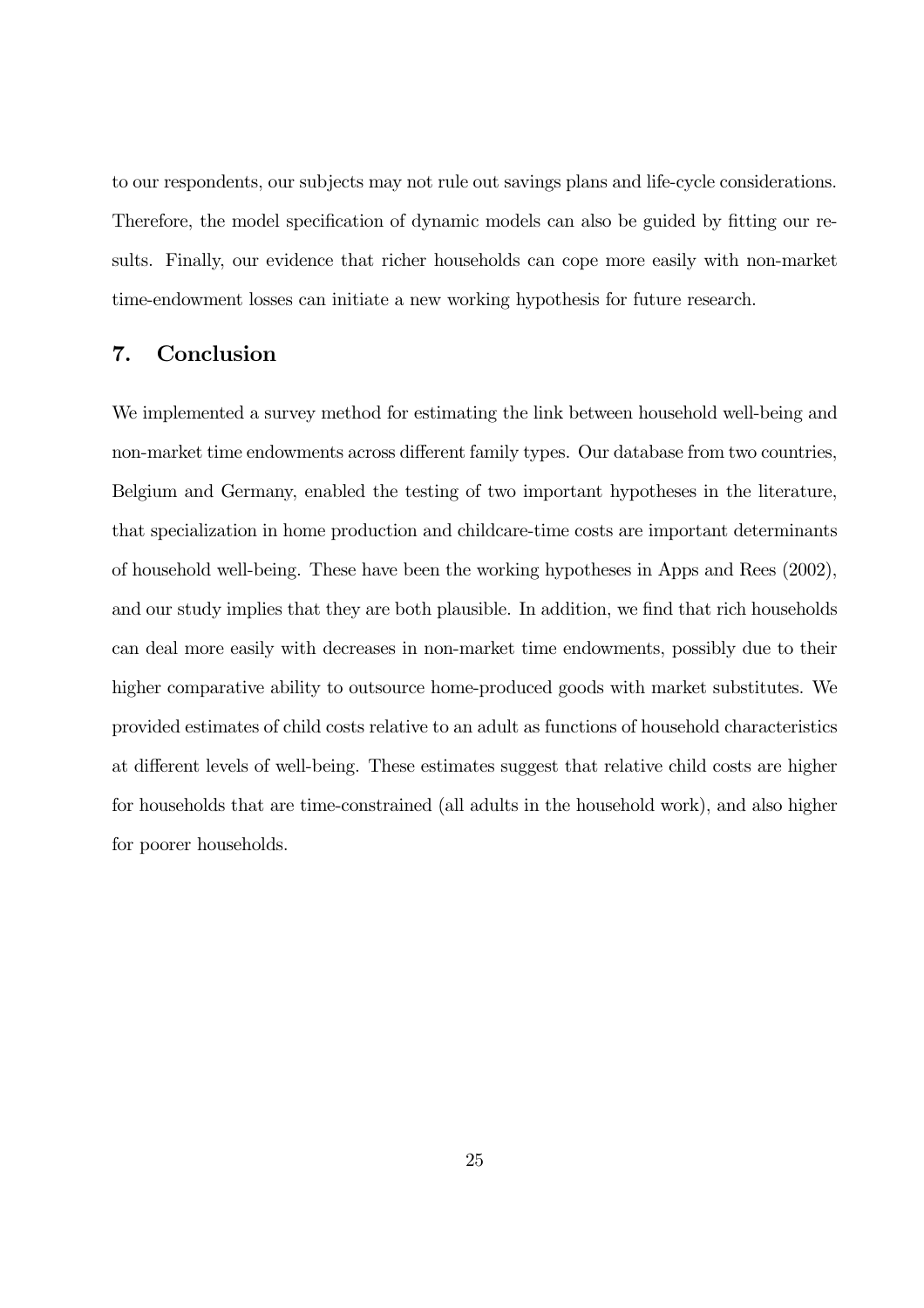to our respondents, our subjects may not rule out savings plans and life-cycle considerations. Therefore, the model specification of dynamic models can also be guided by fitting our results. Finally, our evidence that richer households can cope more easily with non-market time-endowment losses can initiate a new working hypothesis for future research.

## 7. Conclusion

We implemented a survey method for estimating the link between household well-being and non-market time endowments across different family types. Our database from two countries, Belgium and Germany, enabled the testing of two important hypotheses in the literature, that specialization in home production and childcare-time costs are important determinants of household well-being. These have been the working hypotheses in Apps and Rees (2002), and our study implies that they are both plausible. In addition, we find that rich households can deal more easily with decreases in non-market time endowments, possibly due to their higher comparative ability to outsource home-produced goods with market substitutes. We provided estimates of child costs relative to an adult as functions of household characteristics at different levels of well-being. These estimates suggest that relative child costs are higher for households that are time-constrained (all adults in the household work), and also higher for poorer households.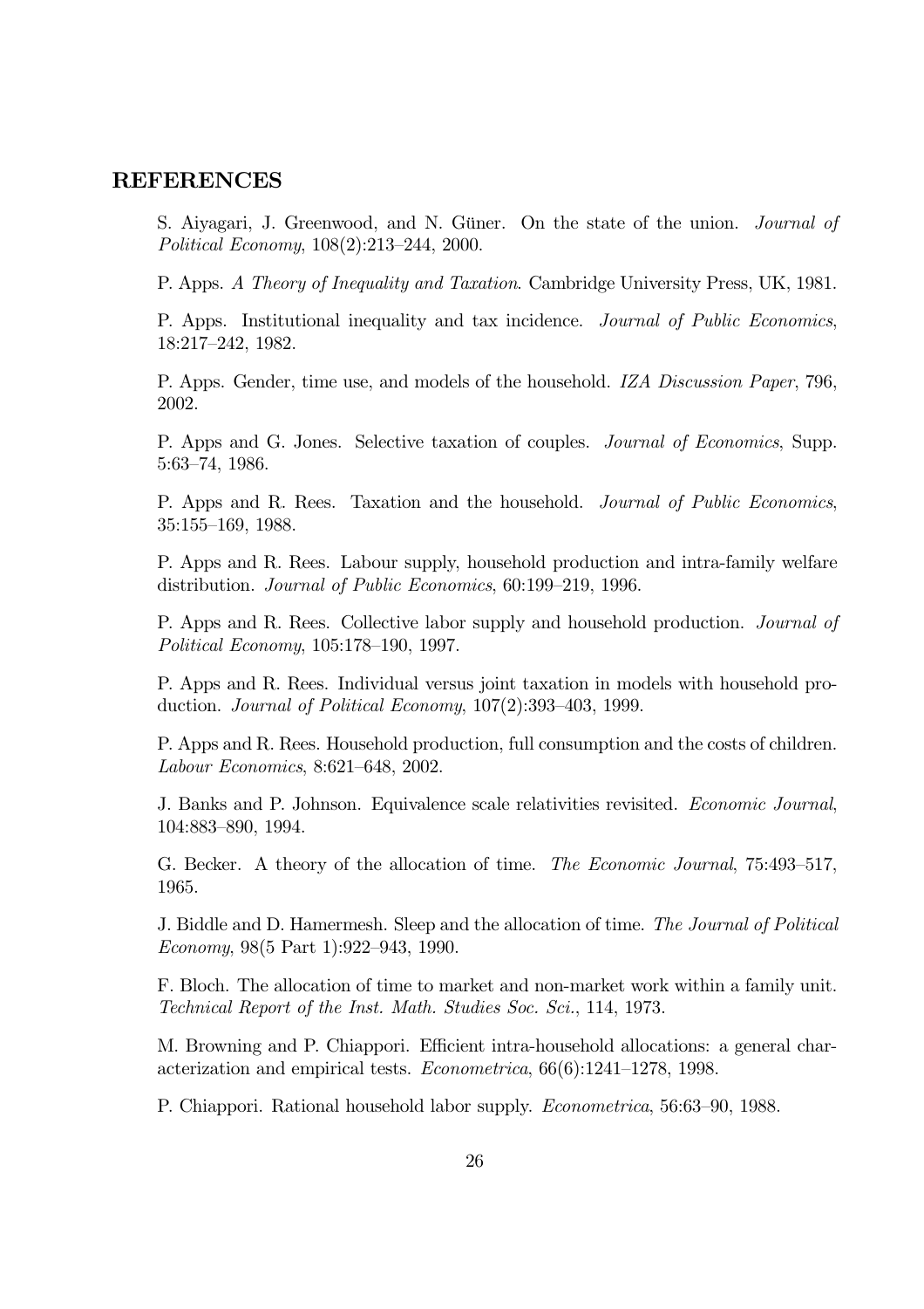## REFERENCES

S. Aiyagari, J. Greenwood, and N. Güner. On the state of the union. *Journal of Political Economy*, 108(2):213–244, 2000.

P. Apps. *A Theory of Inequality and Taxation*. Cambridge University Press, UK, 1981.

P. Apps. Institutional inequality and tax incidence. *Journal of Public Economics*, 18:217–242, 1982.

P. Apps. Gender, time use, and models of the household. *IZA Discussion Paper*, 796, 2002.

P. Apps and G. Jones. Selective taxation of couples. *Journal of Economics*, Supp. 5:63–74, 1986.

P. Apps and R. Rees. Taxation and the household. *Journal of Public Economics*, 35:155–169, 1988.

P. Apps and R. Rees. Labour supply, household production and intra-family welfare distribution. *Journal of Public Economics*, 60:199–219, 1996.

P. Apps and R. Rees. Collective labor supply and household production. *Journal of Political Economy*, 105:178–190, 1997.

P. Apps and R. Rees. Individual versus joint taxation in models with household production. *Journal of Political Economy*, 107(2):393–403, 1999.

P. Apps and R. Rees. Household production, full consumption and the costs of children. *Labour Economics*, 8:621–648, 2002.

J. Banks and P. Johnson. Equivalence scale relativities revisited. *Economic Journal*, 104:883–890, 1994.

G. Becker. A theory of the allocation of time. *The Economic Journal*, 75:493–517, 1965.

J. Biddle and D. Hamermesh. Sleep and the allocation of time. *The Journal of Political Economy*, 98(5 Part 1):922–943, 1990.

F. Bloch. The allocation of time to market and non-market work within a family unit. *Technical Report of the Inst. Math. Studies Soc. Sci.*, 114, 1973.

M. Browning and P. Chiappori. Efficient intra-household allocations: a general characterization and empirical tests. *Econometrica*, 66(6):1241–1278, 1998.

P. Chiappori. Rational household labor supply. *Econometrica*, 56:63–90, 1988.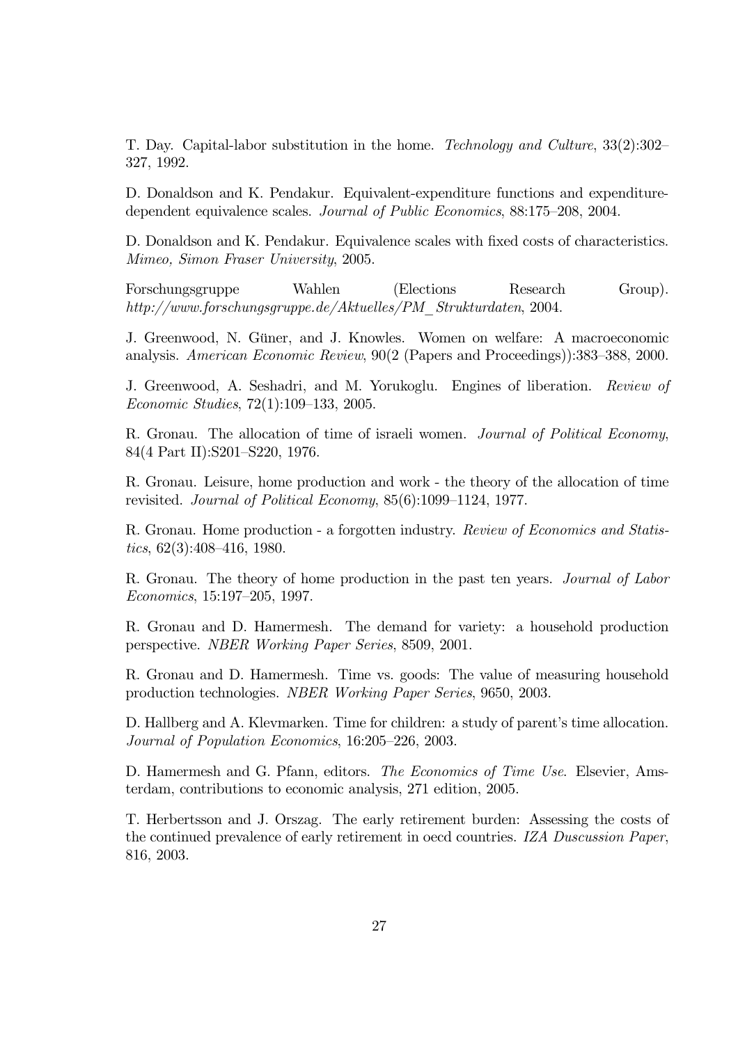T. Day. Capital-labor substitution in the home. *Technology and Culture*, 33(2):302–327, 1992.

D. Donaldson and K. Pendakur. Equivalent-expenditure functions and expenditure-dependent equivalence scales. *Journal of Public Economics*, 88:175–208, 2004.

D. Donaldson and K. Pendakur. Equivalence scales with fixed costs of characteristics. *Mimeo, Simon Fraser University*, 2005.

Forschungsgruppe Wahlen (Elections Research Group). *http://www.forschungsgruppe.de/Aktuelles/PM_Strukturdaten*, 2004.

J. Greenwood, N. Güner, and J. Knowles. Women on welfare: A macroeconomic analysis. *American Economic Review*, 90(2 (Papers and Proceedings)):383–388, 2000.

J. Greenwood, A. Seshadri, and M. Yorukoglu. Engines of liberation. *Review of Economic Studies*, 72(1):109–133, 2005.

R. Gronau. The allocation of time of israeli women. *Journal of Political Economy*, 84(4 Part II):S201–S220, 1976.

R. Gronau. Leisure, home production and work - the theory of the allocation of time revisited. *Journal of Political Economy*, 85(6):1099–1124, 1977.

R. Gronau. Home production - a forgotten industry. *Review of Economics and Statistics*, 62(3):408–416, 1980.

R. Gronau. The theory of home production in the past ten years. *Journal of Labor Economics*, 15:197–205, 1997.

R. Gronau and D. Hamermesh. The demand for variety: a household production perspective. *NBER Working Paper Series*, 8509, 2001.

R. Gronau and D. Hamermesh. Time vs. goods: The value of measuring household production technologies. *NBER Working Paper Series*, 9650, 2003.

D. Hallberg and A. Klevmarken. Time for children: a study of parent's time allocation. *Journal of Population Economics*, 16:205–226, 2003.

D. Hamermesh and G. Pfann, editors. *The Economics of Time Use*. Elsevier, Amsterdam, contributions to economic analysis, 271 edition, 2005.

T. Herbertsson and J. Orszag. The early retirement burden: Assessing the costs of the continued prevalence of early retirement in oecd countries. *IZA Duscussion Paper*, 816, 2003.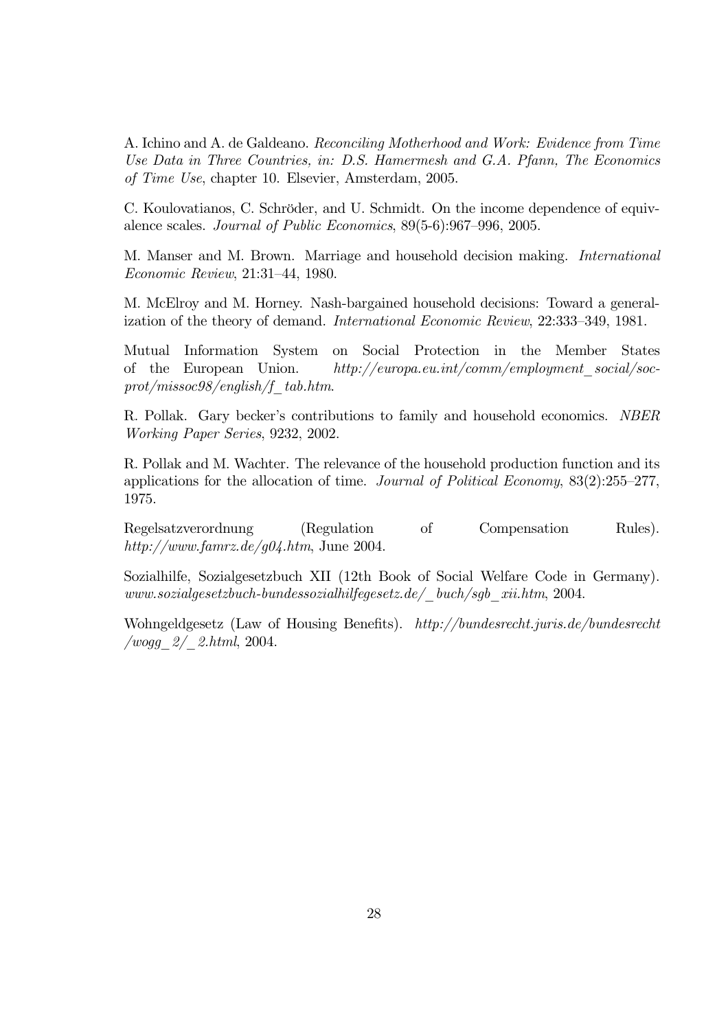A. Ichino and A. de Galdeano. *Reconciling Motherhood and Work: Evidence from Time Use Data in Three Countries, in: D.S. Hamermesh and G.A. Pfann, The Economics of Time Use*, chapter 10. Elsevier, Amsterdam, 2005.

C. Koulovatianos, C. Schröder, and U. Schmidt. On the income dependence of equivalence scales. *Journal of Public Economics*, 89(5-6):967–996, 2005.

M. Manser and M. Brown. Marriage and household decision making. *International Economic Review*, 21:31–44, 1980.

M. McElroy and M. Horney. Nash-bargained household decisions: Toward a generalization of the theory of demand. *International Economic Review*, 22:333–349, 1981.

Mutual Information System on Social Protection in the Member States of the European Union. *http://europa.eu.int/comm/employment_social/soc-prot/missoc98/english/f_tab.htm*.

R. Pollak. Gary becker's contributions to family and household economics. *NBER Working Paper Series*, 9232, 2002.

R. Pollak and M. Wachter. The relevance of the household production function and its applications for the allocation of time. *Journal of Political Economy*, 83(2):255–277, 1975.

Regelsatzverordnung (Regulation of Compensation Rules). *http://www.famrz.de/g04.htm*, June 2004.

Sozialhilfe, Sozialgesetzbuch XII (12th Book of Social Welfare Code in Germany). *www.sozialgesetzbuch-bundessozialhilfegesetz.de/_buch/sgb_xii.htm*, 2004.

Wohngeldgesetz (Law of Housing Benefits). *http://bundesrecht.juris.de/bundesrecht/wogg_2/_2.html*, 2004.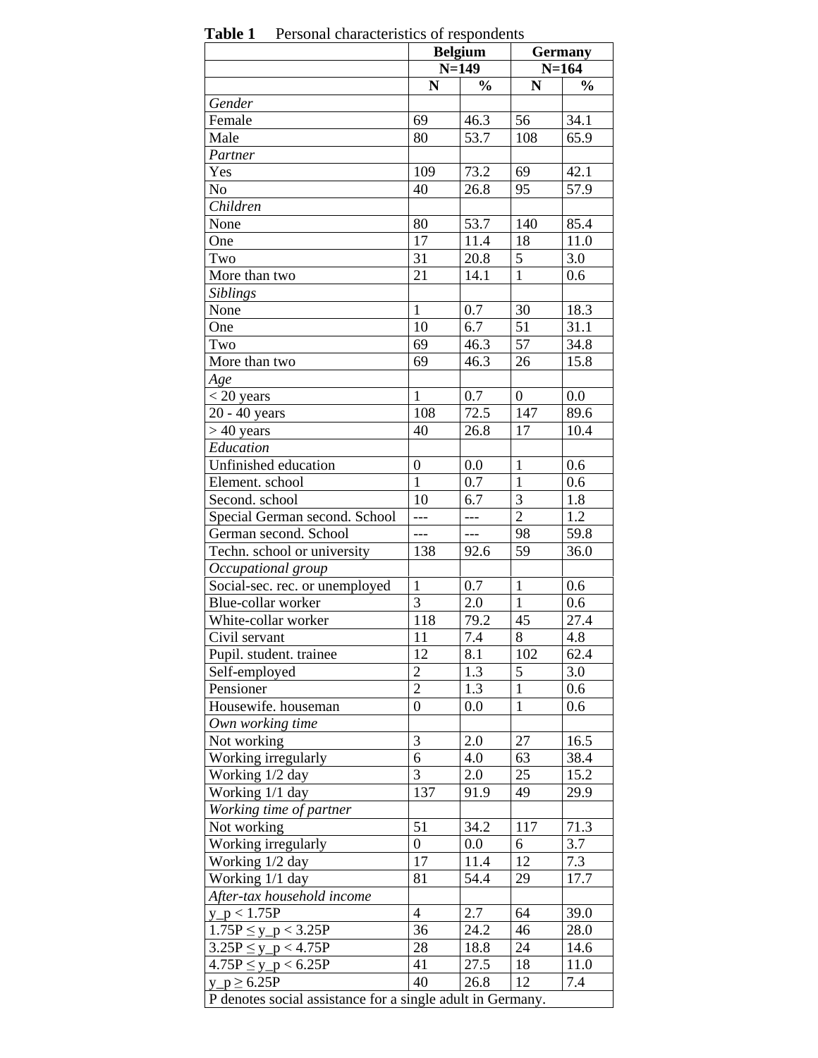**Table 1** Personal characteristics of respondents

| | Belgium N=149 | | Germany N=164 | |
|---|---|---|---|---|
| | N | % | N | % |
| *Gender* | | | | |
| Female | 69 | 46.3 | 56 | 34.1 |
| Male | 80 | 53.7 | 108 | 65.9 |
| *Partner* | | | | |
| Yes | 109 | 73.2 | 69 | 42.1 |
| No | 40 | 26.8 | 95 | 57.9 |
| *Children* | | | | |
| None | 80 | 53.7 | 140 | 85.4 |
| One | 17 | 11.4 | 18 | 11.0 |
| Two | 31 | 20.8 | 5 | 3.0 |
| More than two | 21 | 14.1 | 1 | 0.6 |
| *Siblings* | | | | |
| None | 1 | 0.7 | 30 | 18.3 |
| One | 10 | 6.7 | 51 | 31.1 |
| Two | 69 | 46.3 | 57 | 34.8 |
| More than two | 69 | 46.3 | 26 | 15.8 |
| *Age* | | | | |
| < 20 years | 1 | 0.7 | 0 | 0.0 |
| 20 - 40 years | 108 | 72.5 | 147 | 89.6 |
| > 40 years | 40 | 26.8 | 17 | 10.4 |
| *Education* | | | | |
| Unfinished education | 0 | 0.0 | 1 | 0.6 |
| Element. school | 1 | 0.7 | 1 | 0.6 |
| Second. school | 10 | 6.7 | 3 | 1.8 |
| Special German second. School | --- | --- | 2 | 1.2 |
| German second. School | --- | --- | 98 | 59.8 |
| Techn. school or university | 138 | 92.6 | 59 | 36.0 |
| *Occupational group* | | | | |
| Social-sec. rec. or unemployed | 1 | 0.7 | 1 | 0.6 |
| Blue-collar worker | 3 | 2.0 | 1 | 0.6 |
| White-collar worker | 118 | 79.2 | 45 | 27.4 |
| Civil servant | 11 | 7.4 | 8 | 4.8 |
| Pupil. student. trainee | 12 | 8.1 | 102 | 62.4 |
| Self-employed | 2 | 1.3 | 5 | 3.0 |
| Pensioner | 2 | 1.3 | 1 | 0.6 |
| Housewife. houseman | 0 | 0.0 | 1 | 0.6 |
| *Own working time* | | | | |
| Not working | 3 | 2.0 | 27 | 16.5 |
| Working irregularly | 6 | 4.0 | 63 | 38.4 |
| Working 1/2 day | 3 | 2.0 | 25 | 15.2 |
| Working 1/1 day | 137 | 91.9 | 49 | 29.9 |
| *Working time of partner* | | | | |
| Not working | 51 | 34.2 | 117 | 71.3 |
| Working irregularly | 0 | 0.0 | 6 | 3.7 |
| Working 1/2 day | 17 | 11.4 | 12 | 7.3 |
| Working 1/1 day | 81 | 54.4 | 29 | 17.7 |
| *After-tax household income* | | | | |
| $y_p < 1.75P$ | 4 | 2.7 | 64 | 39.0 |
| $1.75P \leq y_p < 3.25P$ | 36 | 24.2 | 46 | 28.0 |
| $3.25P \leq y_p < 4.75P$ | 28 | 18.8 | 24 | 14.6 |
| $4.75P \leq y_p < 6.25P$ | 41 | 27.5 | 18 | 11.0 |
| $y_p \geq 6.25P$ | 40 | 26.8 | 12 | 7.4 |

P denotes social assistance for a single adult in Germany.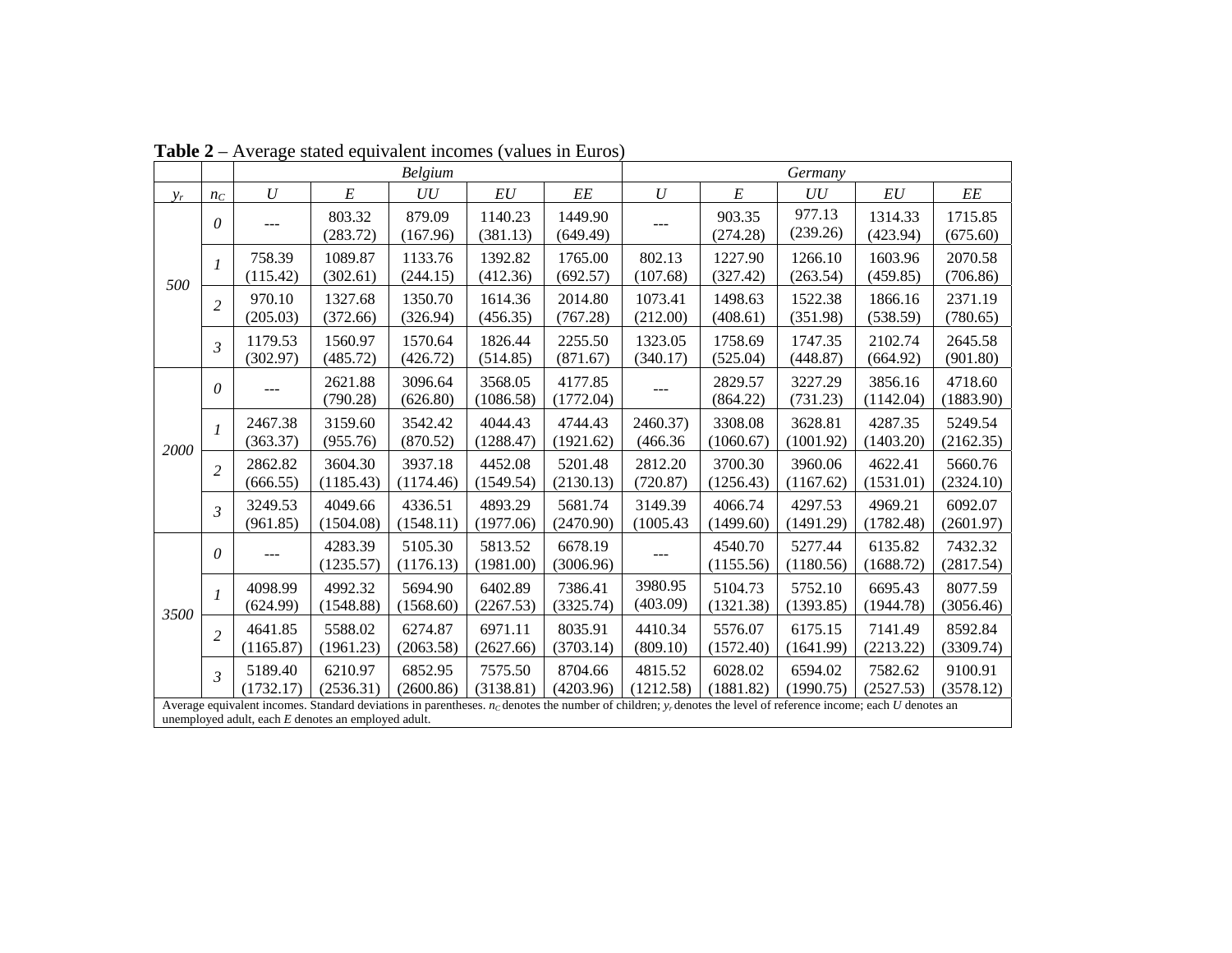**Table 2** – Average stated equivalent incomes (values in Euros)

| | | *Belgium* | | | | | *Germany* | | | | |
|---|---|---|---|---|---|---|---|---|---|---|---|
| $y_r$ | $n_C$ | *U* | *E* | *UU* | *EU* | *EE* | *U* | *E* | *UU* | *EU* | *EE* |
| *500* | *0* | --- | 803.32 (283.72) | 879.09 (167.96) | 1140.23 (381.13) | 1449.90 (649.49) | --- | 903.35 (274.28) | 977.13 (239.26) | 1314.33 (423.94) | 1715.85 (675.60) |
| | *1* | 758.39 (115.42) | 1089.87 (302.61) | 1133.76 (244.15) | 1392.82 (412.36) | 1765.00 (692.57) | 802.13 (107.68) | 1227.90 (327.42) | 1266.10 (263.54) | 1603.96 (459.85) | 2070.58 (706.86) |
| | *2* | 970.10 (205.03) | 1327.68 (372.66) | 1350.70 (326.94) | 1614.36 (456.35) | 2014.80 (767.28) | 1073.41 (212.00) | 1498.63 (408.61) | 1522.38 (351.98) | 1866.16 (538.59) | 2371.19 (780.65) |
| | *3* | 1179.53 (302.97) | 1560.97 (485.72) | 1570.64 (426.72) | 1826.44 (514.85) | 2255.50 (871.67) | 1323.05 (340.17) | 1758.69 (525.04) | 1747.35 (448.87) | 2102.74 (664.92) | 2645.58 (901.80) |
| *2000* | *0* | --- | 2621.88 (790.28) | 3096.64 (626.80) | 3568.05 (1086.58) | 4177.85 (1772.04) | --- | 2829.57 (864.22) | 3227.29 (731.23) | 3856.16 (1142.04) | 4718.60 (1883.90) |
| | *1* | 2467.38 (363.37) | 3159.60 (955.76) | 3542.42 (870.52) | 4044.43 (1288.47) | 4744.43 (1921.62) | 2460.37) (466.36 | 3308.08 (1060.67) | 3628.81 (1001.92) | 4287.35 (1403.20) | 5249.54 (2162.35) |
| | *2* | 2862.82 (666.55) | 3604.30 (1185.43) | 3937.18 (1174.46) | 4452.08 (1549.54) | 5201.48 (2130.13) | 2812.20 (720.87) | 3700.30 (1256.43) | 3960.06 (1167.62) | 4622.41 (1531.01) | 5660.76 (2324.10) |
| | *3* | 3249.53 (961.85) | 4049.66 (1504.08) | 4336.51 (1548.11) | 4893.29 (1977.06) | 5681.74 (2470.90) | 3149.39 (1005.43 | 4066.74 (1499.60) | 4297.53 (1491.29) | 4969.21 (1782.48) | 6092.07 (2601.97) |
| *3500* | *0* | --- | 4283.39 (1235.57) | 5105.30 (1176.13) | 5813.52 (1981.00) | 6678.19 (3006.96) | --- | 4540.70 (1155.56) | 5277.44 (1180.56) | 6135.82 (1688.72) | 7432.32 (2817.54) |
| | *1* | 4098.99 (624.99) | 4992.32 (1548.88) | 5694.90 (1568.60) | 6402.89 (2267.53) | 7386.41 (3325.74) | 3980.95 (403.09) | 5104.73 (1321.38) | 5752.10 (1393.85) | 6695.43 (1944.78) | 8077.59 (3056.46) |
| | *2* | 4641.85 (1165.87) | 5588.02 (1961.23) | 6274.87 (2063.58) | 6971.11 (2627.66) | 8035.91 (3703.14) | 4410.34 (809.10) | 5576.07 (1572.40) | 6175.15 (1641.99) | 7141.49 (2213.22) | 8592.84 (3309.74) |
| | *3* | 5189.40 (1732.17) | 6210.97 (2536.31) | 6852.95 (2600.86) | 7575.50 (3138.81) | 8704.66 (4203.96) | 4815.52 (1212.58) | 6028.02 (1881.82) | 6594.02 (1990.75) | 7582.62 (2527.53) | 9100.91 (3578.12) |

Average equivalent incomes. Standard deviations in parentheses. $n_C$ denotes the number of children; $y_r$ denotes the level of reference income; each *U* denotes an unemployed adult, each *E* denotes an employed adult.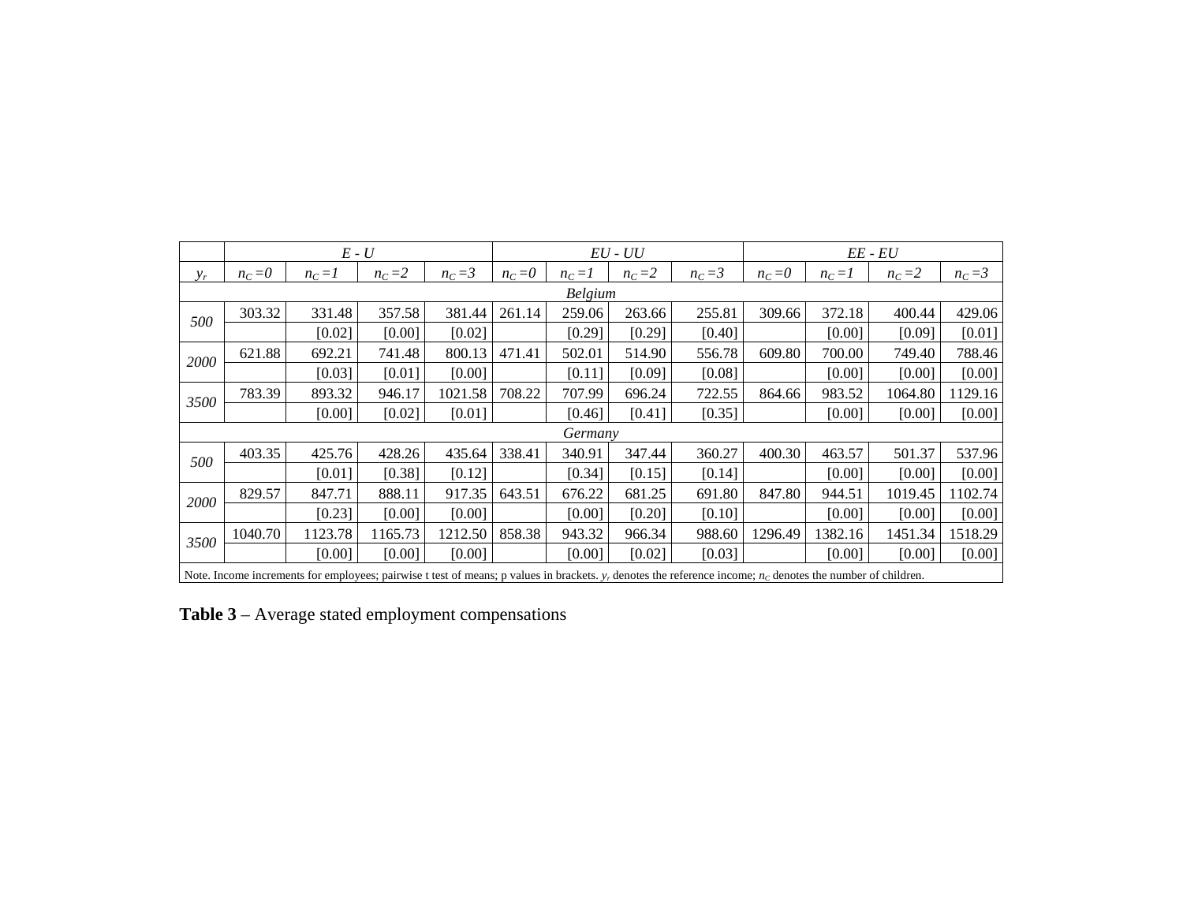| | *E - U* | | | | *EU - UU* | | | | *EE - EU* | | | |
|---|---|---|---|---|---|---|---|---|---|---|---|---|
| $y_r$ | $n_C=0$ | $n_C=1$ | $n_C=2$ | $n_C=3$ | $n_C=0$ | $n_C=1$ | $n_C=2$ | $n_C=3$ | $n_C=0$ | $n_C=1$ | $n_C=2$ | $n_C=3$ |
| *Belgium* | | | | | | | | | | | | |
| *500* | 303.32 | 331.48 | 357.58 | 381.44 | 261.14 | 259.06 | 263.66 | 255.81 | 309.66 | 372.18 | 400.44 | 429.06 |
| | | [0.02] | [0.00] | [0.02] | | [0.29] | [0.29] | [0.40] | | [0.00] | [0.09] | [0.01] |
| *2000* | 621.88 | 692.21 | 741.48 | 800.13 | 471.41 | 502.01 | 514.90 | 556.78 | 609.80 | 700.00 | 749.40 | 788.46 |
| | | [0.03] | [0.01] | [0.00] | | [0.11] | [0.09] | [0.08] | | [0.00] | [0.00] | [0.00] |
| *3500* | 783.39 | 893.32 | 946.17 | 1021.58 | 708.22 | 707.99 | 696.24 | 722.55 | 864.66 | 983.52 | 1064.80 | 1129.16 |
| | | [0.00] | [0.02] | [0.01] | | [0.46] | [0.41] | [0.35] | | [0.00] | [0.00] | [0.00] |
| *Germany* | | | | | | | | | | | | |
| *500* | 403.35 | 425.76 | 428.26 | 435.64 | 338.41 | 340.91 | 347.44 | 360.27 | 400.30 | 463.57 | 501.37 | 537.96 |
| | | [0.01] | [0.38] | [0.12] | | [0.34] | [0.15] | [0.14] | | [0.00] | [0.00] | [0.00] |
| *2000* | 829.57 | 847.71 | 888.11 | 917.35 | 643.51 | 676.22 | 681.25 | 691.80 | 847.80 | 944.51 | 1019.45 | 1102.74 |
| | | [0.23] | [0.00] | [0.00] | | [0.00] | [0.20] | [0.10] | | [0.00] | [0.00] | [0.00] |
| *3500* | 1040.70 | 1123.78 | 1165.73 | 1212.50 | 858.38 | 943.32 | 966.34 | 988.60 | 1296.49 | 1382.16 | 1451.34 | 1518.29 |
| | | [0.00] | [0.00] | [0.00] | | [0.00] | [0.02] | [0.03] | | [0.00] | [0.00] | [0.00] |

Note. Income increments for employees; pairwise t test of means; p values in brackets. $y_r$ denotes the reference income; $n_C$ denotes the number of children.

**Table 3** – Average stated employment compensations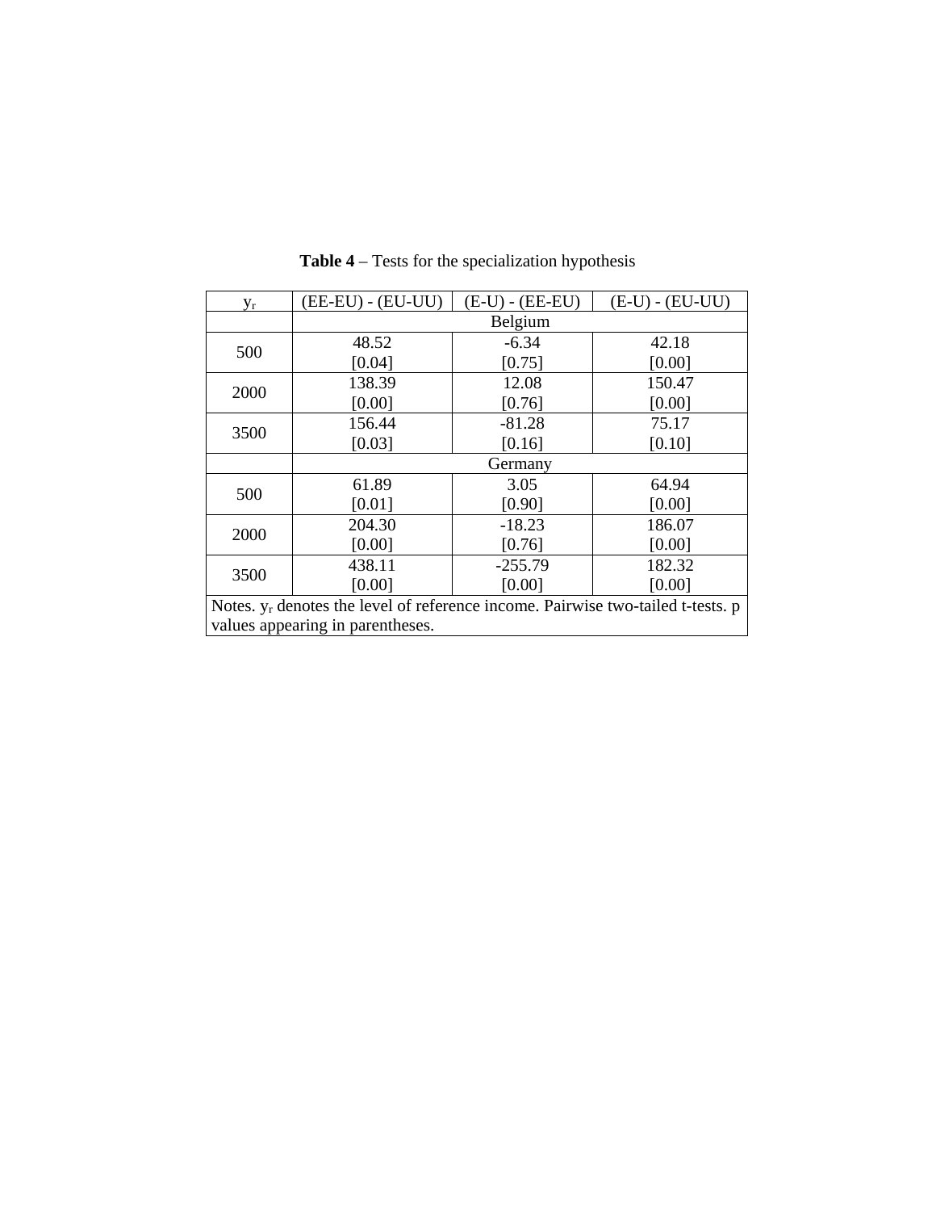**Table 4** – Tests for the specialization hypothesis

| $y_r$ | (EE-EU) - (EU-UU) | (E-U) - (EE-EU) | (E-U) - (EU-UU) |
|---|---|---|---|
| | Belgium | | |
| 500 | 48.52<br>[0.04] | -6.34<br>[0.75] | 42.18<br>[0.00] |
| 2000 | 138.39<br>[0.00] | 12.08<br>[0.76] | 150.47<br>[0.00] |
| 3500 | 156.44<br>[0.03] | -81.28<br>[0.16] | 75.17<br>[0.10] |
| | Germany | | |
| 500 | 61.89<br>[0.01] | 3.05<br>[0.90] | 64.94<br>[0.00] |
| 2000 | 204.30<br>[0.00] | -18.23<br>[0.76] | 186.07<br>[0.00] |
| 3500 | 438.11<br>[0.00] | -255.79<br>[0.00] | 182.32<br>[0.00] |

Notes. $y_r$ denotes the level of reference income. Pairwise two-tailed t-tests. p values appearing in parentheses.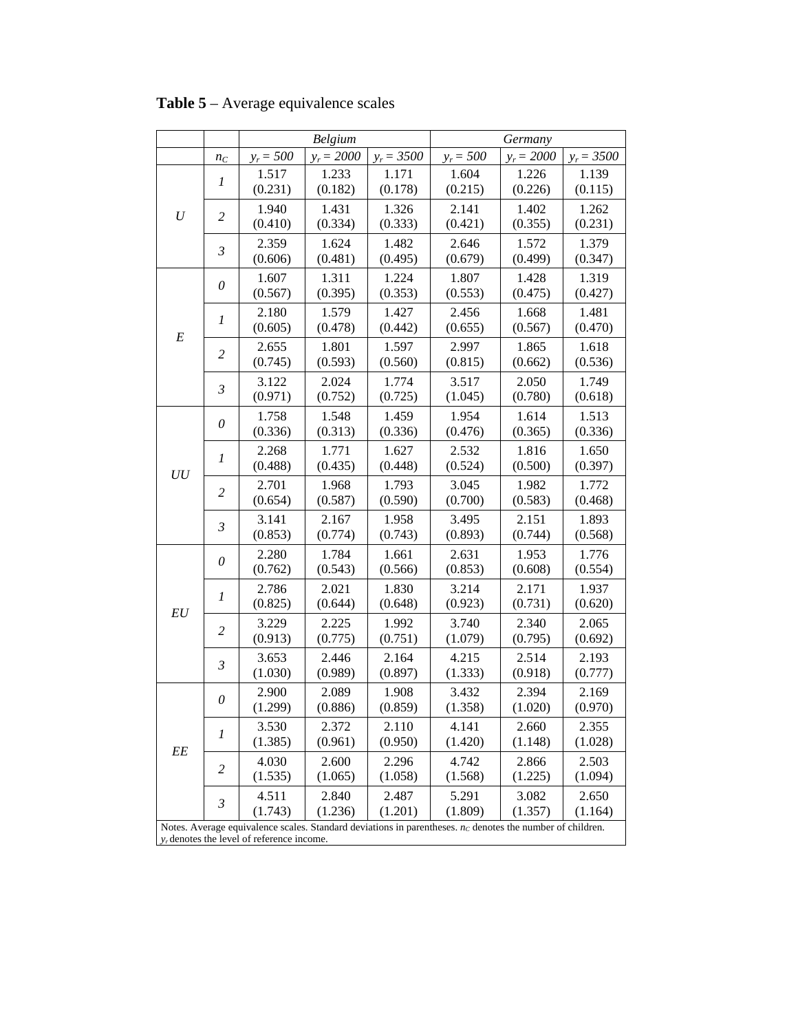**Table 5** – Average equivalence scales

| | | *Belgium* | | | *Germany* | | |
|---|---|---|---|---|---|---|---|
| | $n_C$ | $y_r = 500$ | $y_r = 2000$ | $y_r = 3500$ | $y_r = 500$ | $y_r = 2000$ | $y_r = 3500$ |
| *U* | *1* | 1.517 (0.231) | 1.233 (0.182) | 1.171 (0.178) | 1.604 (0.215) | 1.226 (0.226) | 1.139 (0.115) |
| | *2* | 1.940 (0.410) | 1.431 (0.334) | 1.326 (0.333) | 2.141 (0.421) | 1.402 (0.355) | 1.262 (0.231) |
| | *3* | 2.359 (0.606) | 1.624 (0.481) | 1.482 (0.495) | 2.646 (0.679) | 1.572 (0.499) | 1.379 (0.347) |
| *E* | *0* | 1.607 (0.567) | 1.311 (0.395) | 1.224 (0.353) | 1.807 (0.553) | 1.428 (0.475) | 1.319 (0.427) |
| | *1* | 2.180 (0.605) | 1.579 (0.478) | 1.427 (0.442) | 2.456 (0.655) | 1.668 (0.567) | 1.481 (0.470) |
| | *2* | 2.655 (0.745) | 1.801 (0.593) | 1.597 (0.560) | 2.997 (0.815) | 1.865 (0.662) | 1.618 (0.536) |
| | *3* | 3.122 (0.971) | 2.024 (0.752) | 1.774 (0.725) | 3.517 (1.045) | 2.050 (0.780) | 1.749 (0.618) |
| *UU* | *0* | 1.758 (0.336) | 1.548 (0.313) | 1.459 (0.336) | 1.954 (0.476) | 1.614 (0.365) | 1.513 (0.336) |
| | *1* | 2.268 (0.488) | 1.771 (0.435) | 1.627 (0.448) | 2.532 (0.524) | 1.816 (0.500) | 1.650 (0.397) |
| | *2* | 2.701 (0.654) | 1.968 (0.587) | 1.793 (0.590) | 3.045 (0.700) | 1.982 (0.583) | 1.772 (0.468) |
| | *3* | 3.141 (0.853) | 2.167 (0.774) | 1.958 (0.743) | 3.495 (0.893) | 2.151 (0.744) | 1.893 (0.568) |
| *EU* | *0* | 2.280 (0.762) | 1.784 (0.543) | 1.661 (0.566) | 2.631 (0.853) | 1.953 (0.608) | 1.776 (0.554) |
| | *1* | 2.786 (0.825) | 2.021 (0.644) | 1.830 (0.648) | 3.214 (0.923) | 2.171 (0.731) | 1.937 (0.620) |
| | *2* | 3.229 (0.913) | 2.225 (0.775) | 1.992 (0.751) | 3.740 (1.079) | 2.340 (0.795) | 2.065 (0.692) |
| | *3* | 3.653 (1.030) | 2.446 (0.989) | 2.164 (0.897) | 4.215 (1.333) | 2.514 (0.918) | 2.193 (0.777) |
| *EE* | *0* | 2.900 (1.299) | 2.089 (0.886) | 1.908 (0.859) | 3.432 (1.358) | 2.394 (1.020) | 2.169 (0.970) |
| | *1* | 3.530 (1.385) | 2.372 (0.961) | 2.110 (0.950) | 4.141 (1.420) | 2.660 (1.148) | 2.355 (1.028) |
| | *2* | 4.030 (1.535) | 2.600 (1.065) | 2.296 (1.058) | 4.742 (1.568) | 2.866 (1.225) | 2.503 (1.094) |
| | *3* | 4.511 (1.743) | 2.840 (1.236) | 2.487 (1.201) | 5.291 (1.809) | 3.082 (1.357) | 2.650 (1.164) |

Notes. Average equivalence scales. Standard deviations in parentheses. $n_C$ denotes the number of children. $y_r$ denotes the level of reference income.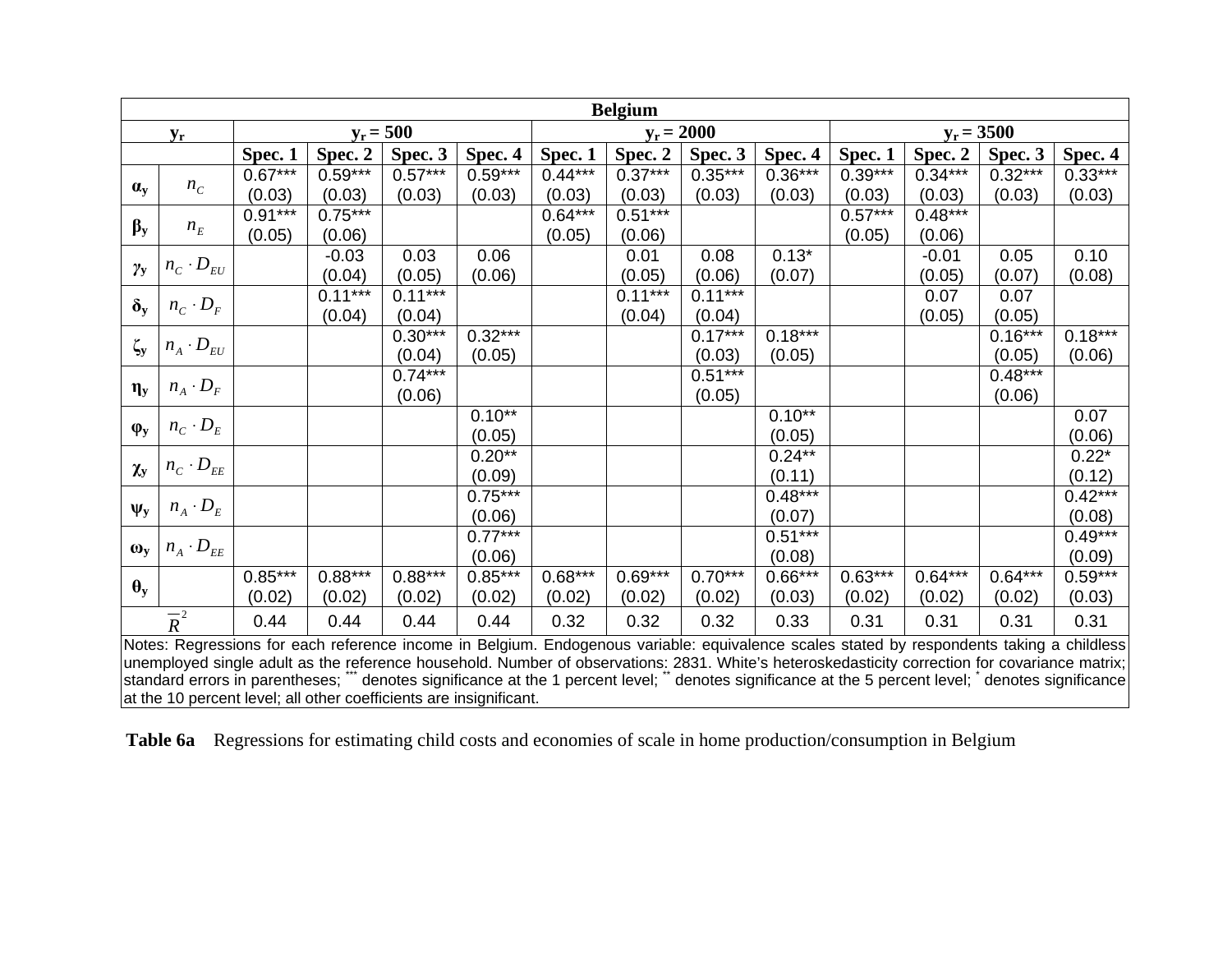| Belgium | | | | | | | | | | | | | |
|---|---|---|---|---|---|---|---|---|---|---|---|---|---|
| $\mathbf{y_r}$ | | $\mathbf{y_r = 500}$ | | | | $\mathbf{y_r = 2000}$ | | | | $\mathbf{y_r = 3500}$ | | | |
| | | **Spec. 1** | **Spec. 2** | **Spec. 3** | **Spec. 4** | **Spec. 1** | **Spec. 2** | **Spec. 3** | **Spec. 4** | **Spec. 1** | **Spec. 2** | **Spec. 3** | **Spec. 4** |
| $\boldsymbol{\alpha_y}$ | $n_C$ | 0.67*** (0.03) | 0.59*** (0.03) | 0.57*** (0.03) | 0.59*** (0.03) | 0.44*** (0.03) | 0.37*** (0.03) | 0.35*** (0.03) | 0.36*** (0.03) | 0.39*** (0.03) | 0.34*** (0.03) | 0.32*** (0.03) | 0.33*** (0.03) |
| $\boldsymbol{\beta_y}$ | $n_E$ | 0.91*** (0.05) | 0.75*** (0.06) | | | 0.64*** (0.05) | 0.51*** (0.06) | | | 0.57*** (0.05) | 0.48*** (0.06) | | |
| $\boldsymbol{\gamma_y}$ | $n_C \cdot D_{EU}$ | | -0.03 (0.04) | 0.03 (0.05) | 0.06 (0.06) | | 0.01 (0.05) | 0.08 (0.06) | 0.13* (0.07) | | -0.01 (0.05) | 0.05 (0.07) | 0.10 (0.08) |
| $\boldsymbol{\delta_y}$ | $n_C \cdot D_F$ | | 0.11*** (0.04) | 0.11*** (0.04) | | | 0.11*** (0.04) | 0.11*** (0.04) | | | 0.07 (0.05) | 0.07 (0.05) | |
| $\boldsymbol{\zeta_y}$ | $n_A \cdot D_{EU}$ | | | 0.30*** (0.04) | 0.32*** (0.05) | | | 0.17*** (0.03) | 0.18*** (0.05) | | | 0.16*** (0.05) | 0.18*** (0.06) |
| $\boldsymbol{\eta_y}$ | $n_A \cdot D_F$ | | | 0.74*** (0.06) | | | | 0.51*** (0.05) | | | | 0.48*** (0.06) | |
| $\boldsymbol{\varphi_y}$ | $n_C \cdot D_E$ | | | | 0.10** (0.05) | | | | 0.10** (0.05) | | | | 0.07 (0.06) |
| $\boldsymbol{\chi_y}$ | $n_C \cdot D_{EE}$ | | | | 0.20** (0.09) | | | | 0.24** (0.11) | | | | 0.22* (0.12) |
| $\boldsymbol{\psi_y}$ | $n_A \cdot D_E$ | | | | 0.75*** (0.06) | | | | 0.48*** (0.07) | | | | 0.42*** (0.08) |
| $\boldsymbol{\omega_y}$ | $n_A \cdot D_{EE}$ | | | | 0.77*** (0.06) | | | | 0.51*** (0.08) | | | | 0.49*** (0.09) |
| $\boldsymbol{\theta_y}$ | | 0.85*** (0.02) | 0.88*** (0.02) | 0.88*** (0.02) | 0.85*** (0.02) | 0.68*** (0.02) | 0.69*** (0.02) | 0.70*** (0.02) | 0.66*** (0.03) | 0.63*** (0.02) | 0.64*** (0.02) | 0.64*** (0.02) | 0.59*** (0.03) |
| $\overline{R}^2$ | | 0.44 | 0.44 | 0.44 | 0.44 | 0.32 | 0.32 | 0.32 | 0.33 | 0.31 | 0.31 | 0.31 | 0.31 |

Notes: Regressions for each reference income in Belgium. Endogenous variable: equivalence scales stated by respondents taking a childless unemployed single adult as the reference household. Number of observations: 2831. White's heteroskedasticity correction for covariance matrix; standard errors in parentheses; *** denotes significance at the 1 percent level; ** denotes significance at the 5 percent level; * denotes significance at the 10 percent level; all other coefficients are insignificant.

**Table 6a** Regressions for estimating child costs and economies of scale in home production/consumption in Belgium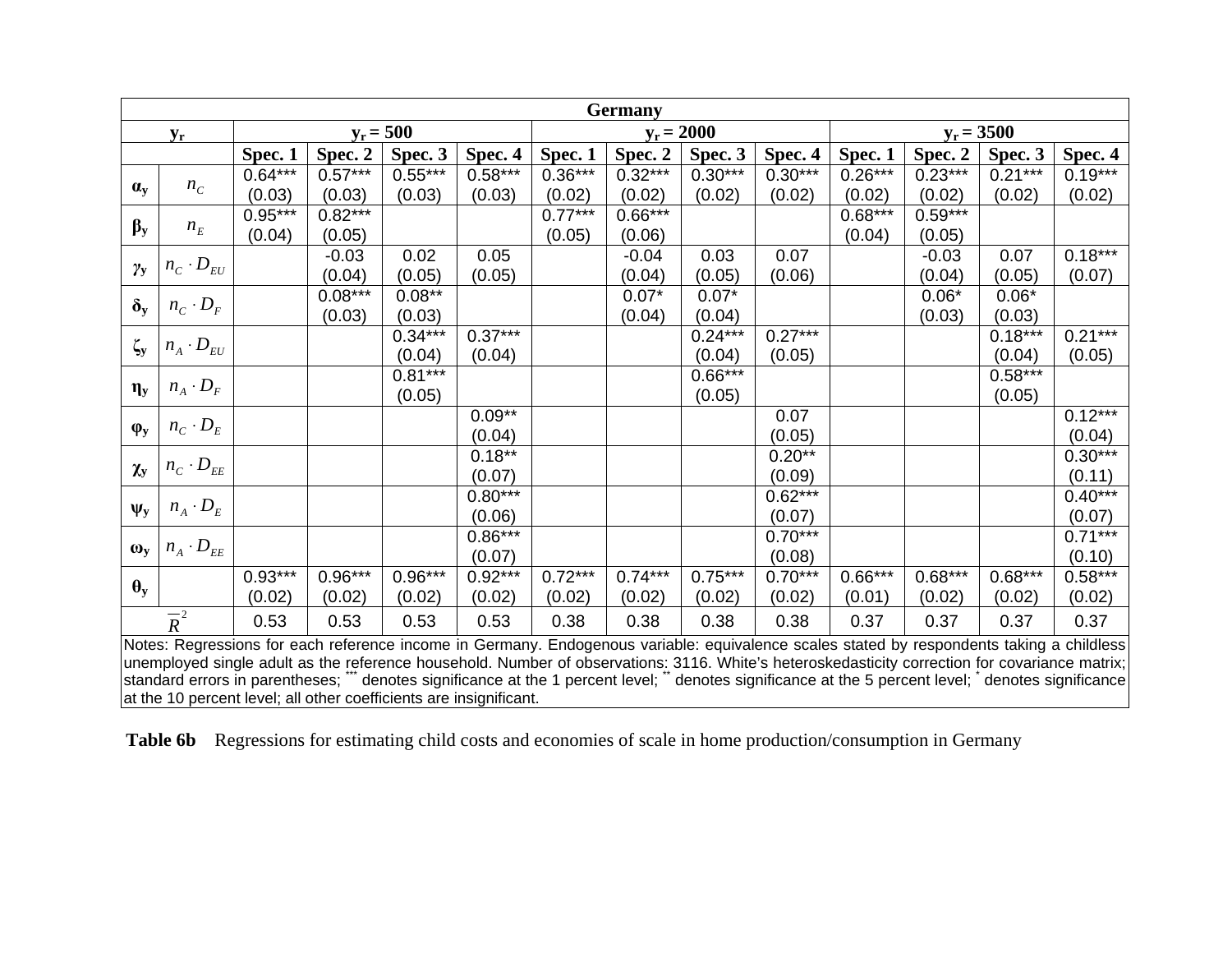| Germany | | | | | | | | | | | | | |
|---|---|---|---|---|---|---|---|---|---|---|---|---|---|
| $\mathbf{y_r}$ | | $\mathbf{y_r = 500}$ | | | | $\mathbf{y_r = 2000}$ | | | | $\mathbf{y_r = 3500}$ | | | |
| | | **Spec. 1** | **Spec. 2** | **Spec. 3** | **Spec. 4** | **Spec. 1** | **Spec. 2** | **Spec. 3** | **Spec. 4** | **Spec. 1** | **Spec. 2** | **Spec. 3** | **Spec. 4** |
| $\boldsymbol{\alpha_y}$ | $n_C$ | 0.64*** (0.03) | 0.57*** (0.03) | 0.55*** (0.03) | 0.58*** (0.03) | 0.36*** (0.02) | 0.32*** (0.02) | 0.30*** (0.02) | 0.30*** (0.02) | 0.26*** (0.02) | 0.23*** (0.02) | 0.21*** (0.02) | 0.19*** (0.02) |
| $\boldsymbol{\beta_y}$ | $n_E$ | 0.95*** (0.04) | 0.82*** (0.05) | | | 0.77*** (0.05) | 0.66*** (0.06) | | | 0.68*** (0.04) | 0.59*** (0.05) | | |
| $\boldsymbol{\gamma_y}$ | $n_C \cdot D_{EU}$ | | -0.03 (0.04) | 0.02 (0.05) | 0.05 (0.05) | | -0.04 (0.04) | 0.03 (0.05) | 0.07 (0.06) | | -0.03 (0.04) | 0.07 (0.05) | 0.18*** (0.07) |
| $\boldsymbol{\delta_y}$ | $n_C \cdot D_F$ | | 0.08*** (0.03) | 0.08** (0.03) | | | 0.07* (0.04) | 0.07* (0.04) | | | 0.06* (0.03) | 0.06* (0.03) | |
| $\boldsymbol{\zeta_y}$ | $n_A \cdot D_{EU}$ | | | 0.34*** (0.04) | 0.37*** (0.04) | | | 0.24*** (0.04) | 0.27*** (0.05) | | | 0.18*** (0.04) | 0.21*** (0.05) |
| $\boldsymbol{\eta_y}$ | $n_A \cdot D_F$ | | | 0.81*** (0.05) | | | | 0.66*** (0.05) | | | | 0.58*** (0.05) | |
| $\boldsymbol{\varphi_y}$ | $n_C \cdot D_E$ | | | | 0.09** (0.04) | | | | 0.07 (0.05) | | | | 0.12*** (0.04) |
| $\boldsymbol{\chi_y}$ | $n_C \cdot D_{EE}$ | | | | 0.18** (0.07) | | | | 0.20** (0.09) | | | | 0.30*** (0.11) |
| $\boldsymbol{\psi_y}$ | $n_A \cdot D_E$ | | | | 0.80*** (0.06) | | | | 0.62*** (0.07) | | | | 0.40*** (0.07) |
| $\boldsymbol{\omega_y}$ | $n_A \cdot D_{EE}$ | | | | 0.86*** (0.07) | | | | 0.70*** (0.08) | | | | 0.71*** (0.10) |
| $\boldsymbol{\theta_y}$ | | 0.93*** (0.02) | 0.96*** (0.02) | 0.96*** (0.02) | 0.92*** (0.02) | 0.72*** (0.02) | 0.74*** (0.02) | 0.75*** (0.02) | 0.70*** (0.02) | 0.66*** (0.01) | 0.68*** (0.02) | 0.68*** (0.02) | 0.58*** (0.02) |
| $\overline{R}^2$ | | 0.53 | 0.53 | 0.53 | 0.53 | 0.38 | 0.38 | 0.38 | 0.38 | 0.37 | 0.37 | 0.37 | 0.37 |

Notes: Regressions for each reference income in Germany. Endogenous variable: equivalence scales stated by respondents taking a childless unemployed single adult as the reference household. Number of observations: 3116. White's heteroskedasticity correction for covariance matrix; standard errors in parentheses; *** denotes significance at the 1 percent level; ** denotes significance at the 5 percent level; * denotes significance at the 10 percent level; all other coefficients are insignificant.

**Table 6b** Regressions for estimating child costs and economies of scale in home production/consumption in Germany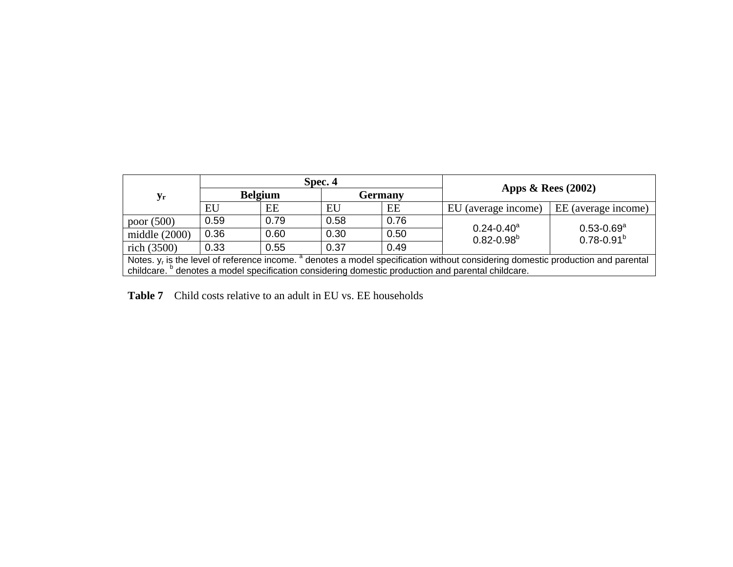| $y_r$ | Spec. 4 | | | | Apps & Rees (2002) | |
|---|---|---|---|---|---|---|
| | Belgium | | Germany | | | |
| | EU | EE | EU | EE | EU (average income) | EE (average income) |
| poor (500) | 0.59 | 0.79 | 0.58 | 0.76 | 0.24-0.40[a] 0.82-0.98[b] | 0.53-0.69[a] 0.78-0.91[b] |
| middle (2000) | 0.36 | 0.60 | 0.30 | 0.50 | | |
| rich (3500) | 0.33 | 0.55 | 0.37 | 0.49 | | |

Notes. $y_r$ is the level of reference income. [a] denotes a model specification without considering domestic production and parental childcare. [b] denotes a model specification considering domestic production and parental childcare.

**Table 7** Child costs relative to an adult in EU vs. EE households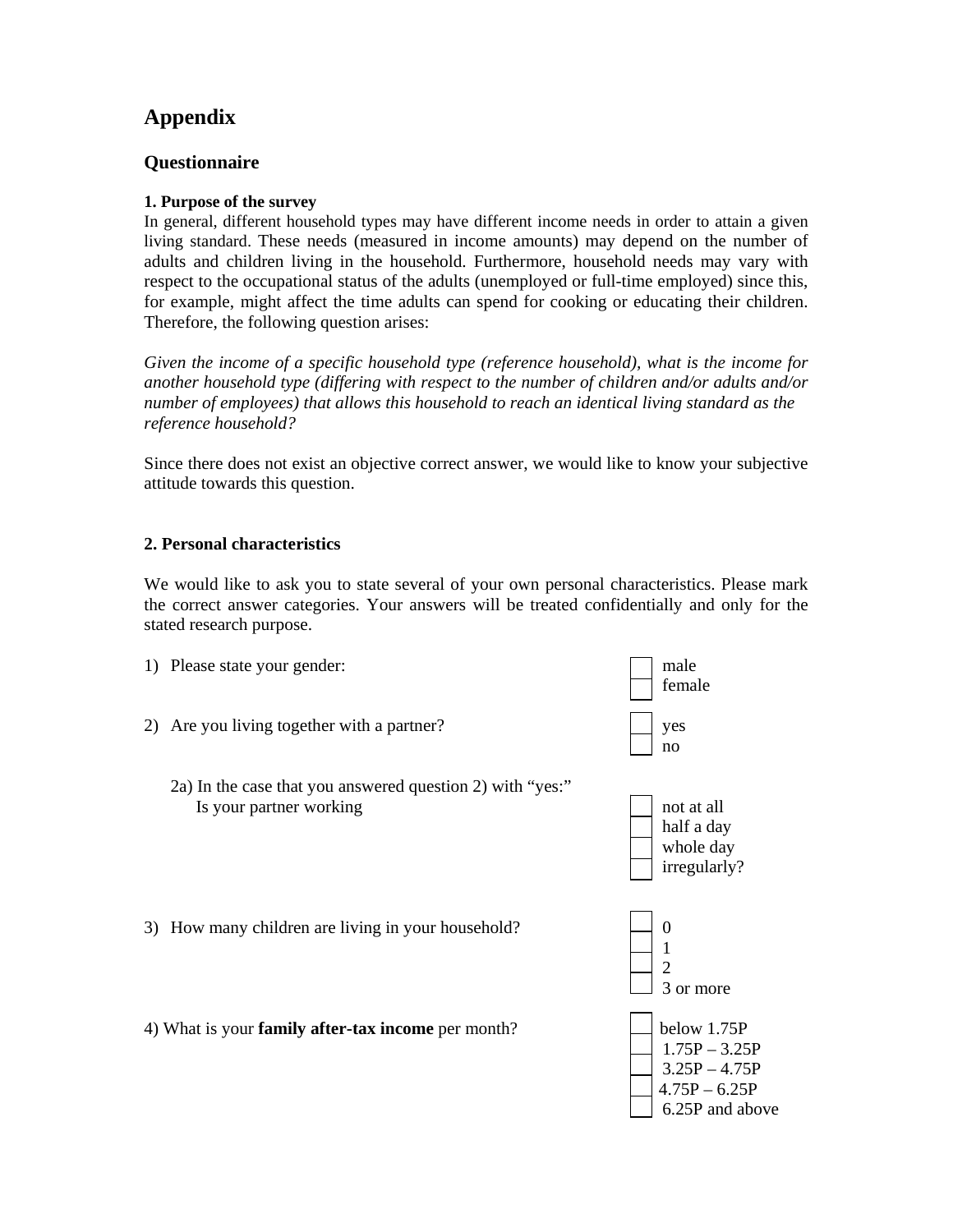# Appendix

## Questionnaire

**1. Purpose of the survey**

In general, different household types may have different income needs in order to attain a given living standard. These needs (measured in income amounts) may depend on the number of adults and children living in the household. Furthermore, household needs may vary with respect to the occupational status of the adults (unemployed or full-time employed) since this, for example, might affect the time adults can spend for cooking or educating their children. Therefore, the following question arises:

*Given the income of a specific household type (reference household), what is the income for another household type (differing with respect to the number of children and/or adults and/or number of employees) that allows this household to reach an identical living standard as the reference household?*

Since there does not exist an objective correct answer, we would like to know your subjective attitude towards this question.

**2. Personal characteristics**

We would like to ask you to state several of your own personal characteristics. Please mark the correct answer categories. Your answers will be treated confidentially and only for the stated research purpose.

1) Please state your gender:
   - [ ] male
   - [ ] female

2) Are you living together with a partner?
   - [ ] yes
   - [ ] no

   2a) In the case that you answered question 2) with "yes:" Is your partner working
   - [ ] not at all
   - [ ] half a day
   - [ ] whole day
   - [ ] irregularly?

3) How many children are living in your household?
   - [ ] 0
   - [ ] 1
   - [ ] 2
   - [ ] 3 or more

4) What is your **family after-tax income** per month?
   - [ ] below 1.75P
   - [ ] 1.75P – 3.25P
   - [ ] 3.25P – 4.75P
   - [ ] 4.75P – 6.25P
   - [ ] 6.25P and above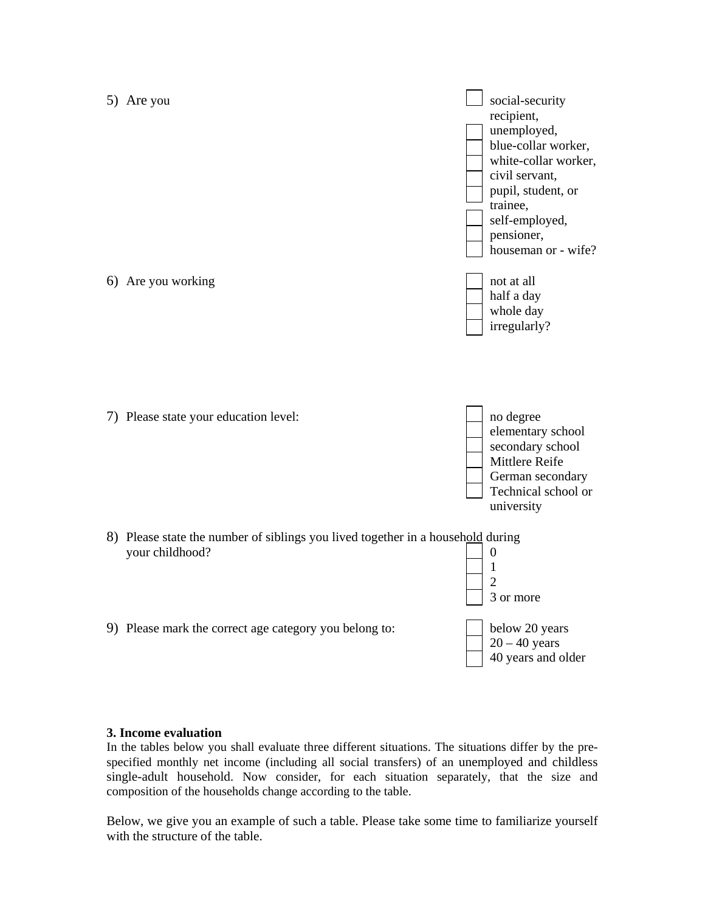5) Are you

- ☐ social-security recipient,
- ☐ unemployed,
- ☐ blue-collar worker,
- ☐ white-collar worker,
- ☐ civil servant,
- ☐ pupil, student, or trainee,
- ☐ self-employed,
- ☐ pensioner,
- ☐ houseman or - wife?

6) Are you working

- ☐ not at all
- ☐ half a day
- ☐ whole day
- ☐ irregularly?

7) Please state your education level:

- ☐ no degree
- ☐ elementary school
- ☐ secondary school
- ☐ Mittlere Reife
- ☐ German secondary
- ☐ Technical school or university

8) Please state the number of siblings you lived together in a household during your childhood?

- ☐ 0
- ☐ 1
- ☐ 2
- ☐ 3 or more

9) Please mark the correct age category you belong to:

- ☐ below 20 years
- ☐ 20 – 40 years
- ☐ 40 years and older

**3. Income evaluation**

In the tables below you shall evaluate three different situations. The situations differ by the pre-specified monthly net income (including all social transfers) of an unemployed and childless single-adult household. Now consider, for each situation separately, that the size and composition of the households change according to the table.

Below, we give you an example of such a table. Please take some time to familiarize yourself with the structure of the table.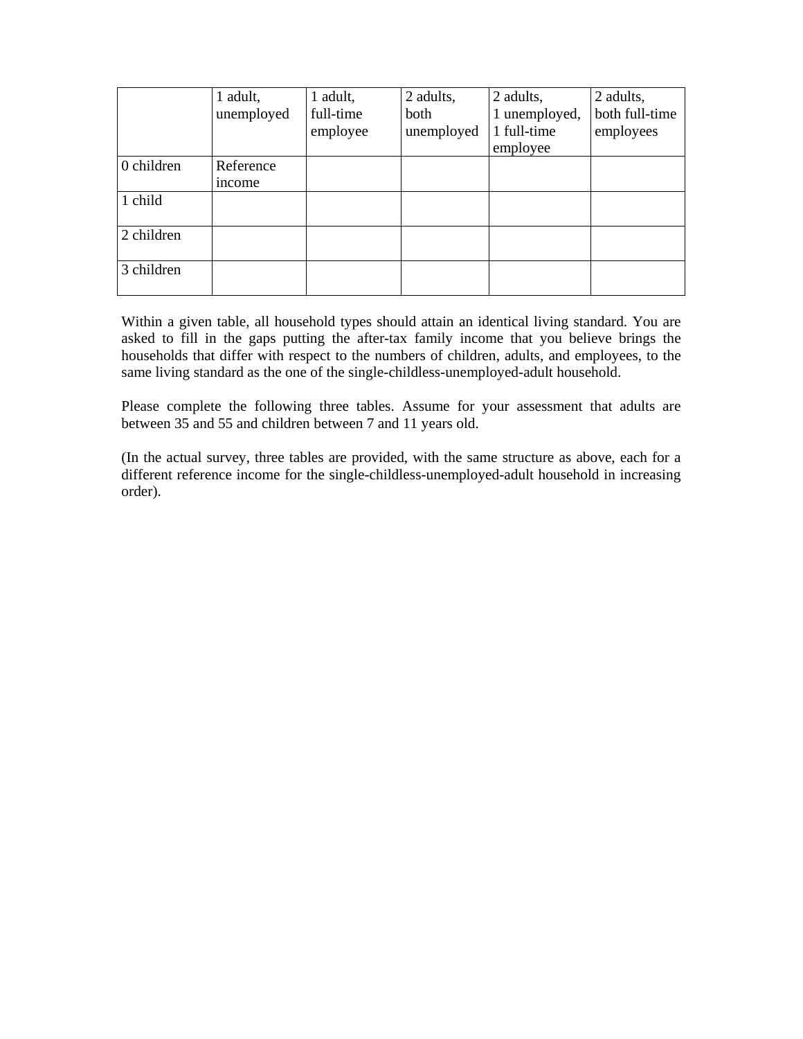| | 1 adult, unemployed | 1 adult, full-time employee | 2 adults, both unemployed | 2 adults, 1 unemployed, 1 full-time employee | 2 adults, both full-time employees |
|---|---|---|---|---|---|
| 0 children | Reference income | | | | |
| 1 child | | | | | |
| 2 children | | | | | |
| 3 children | | | | | |

Within a given table, all household types should attain an identical living standard. You are asked to fill in the gaps putting the after-tax family income that you believe brings the households that differ with respect to the numbers of children, adults, and employees, to the same living standard as the one of the single-childless-unemployed-adult household.

Please complete the following three tables. Assume for your assessment that adults are between 35 and 55 and children between 7 and 11 years old.

(In the actual survey, three tables are provided, with the same structure as above, each for a different reference income for the single-childless-unemployed-adult household in increasing order).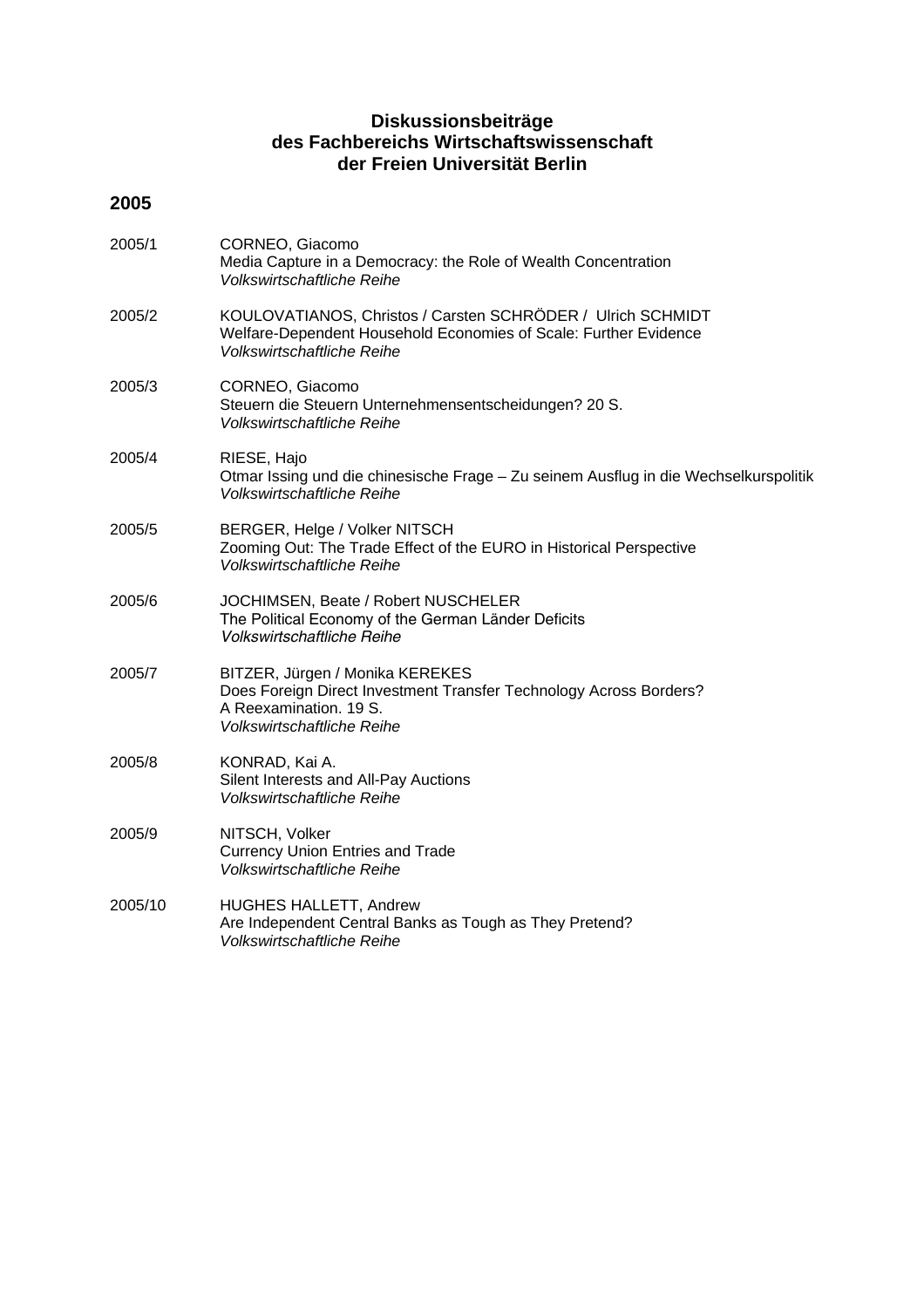**Diskussionsbeiträge**
**des Fachbereichs Wirtschaftswissenschaft**
**der Freien Universität Berlin**

## 2005

2005/1 CORNEO, Giacomo
Media Capture in a Democracy: the Role of Wealth Concentration
*Volkswirtschaftliche Reihe*

2005/2 KOULOVATIANOS, Christos / Carsten SCHRÖDER / Ulrich SCHMIDT
Welfare-Dependent Household Economies of Scale: Further Evidence
*Volkswirtschaftliche Reihe*

2005/3 CORNEO, Giacomo
Steuern die Steuern Unternehmensentscheidungen? 20 S.
*Volkswirtschaftliche Reihe*

2005/4 RIESE, Hajo
Otmar Issing und die chinesische Frage – Zu seinem Ausflug in die Wechselkurspolitik
*Volkswirtschaftliche Reihe*

2005/5 BERGER, Helge / Volker NITSCH
Zooming Out: The Trade Effect of the EURO in Historical Perspective
*Volkswirtschaftliche Reihe*

2005/6 JOCHIMSEN, Beate / Robert NUSCHELER
The Political Economy of the German Länder Deficits
*Volkswirtschaftliche Reihe*

2005/7 BITZER, Jürgen / Monika KEREKES
Does Foreign Direct Investment Transfer Technology Across Borders?
A Reexamination. 19 S.
*Volkswirtschaftliche Reihe*

2005/8 KONRAD, Kai A.
Silent Interests and All-Pay Auctions
*Volkswirtschaftliche Reihe*

2005/9 NITSCH, Volker
Currency Union Entries and Trade
*Volkswirtschaftliche Reihe*

2005/10 HUGHES HALLETT, Andrew
Are Independent Central Banks as Tough as They Pretend?
*Volkswirtschaftliche Reihe*